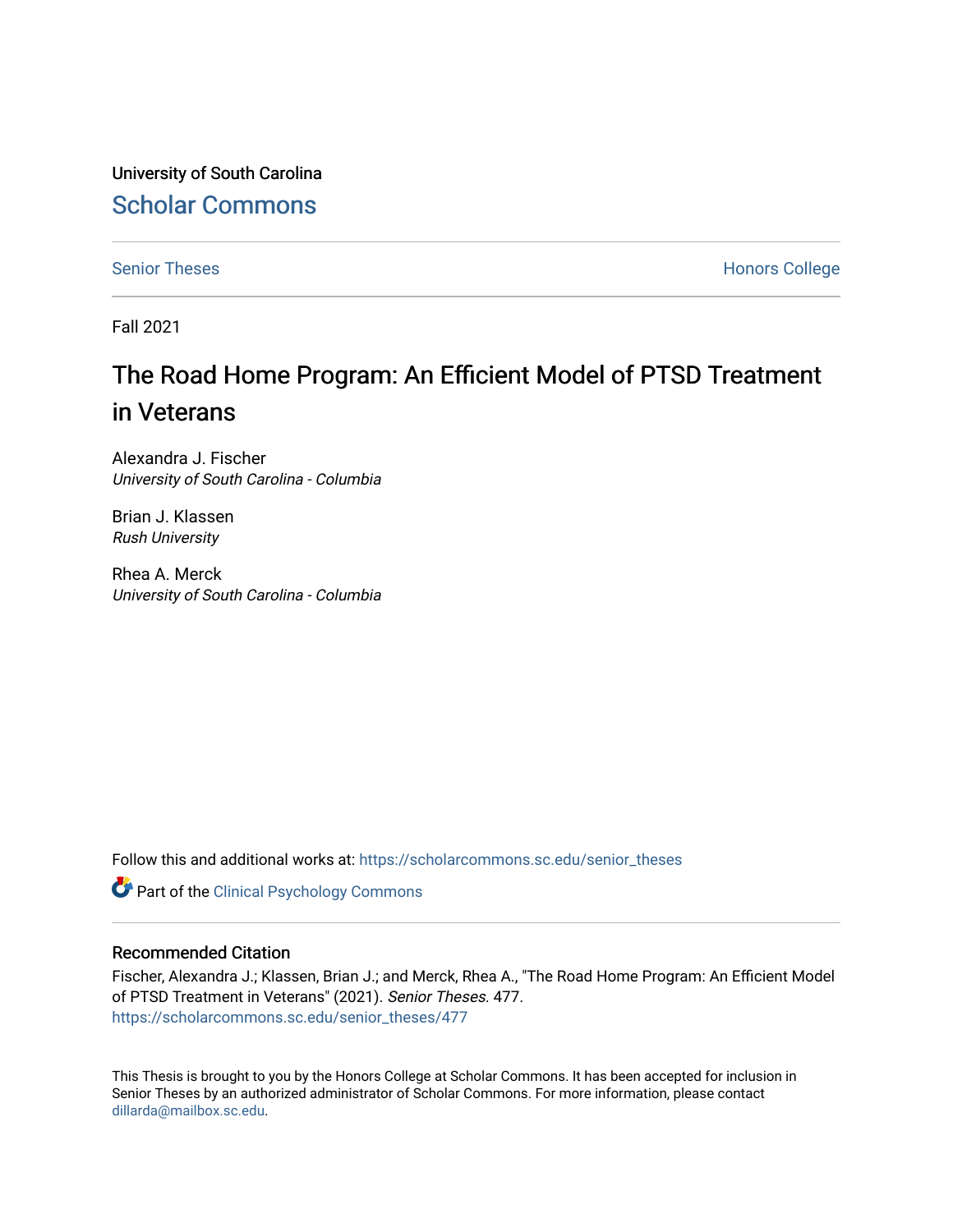University of South Carolina

Scholar Commons

Senior Theses | Honors College

Fall 2021

# The Road Home Program: An Efficient Model of PTSD Treatment in Veterans

Alexandra J. Fischer
*University of South Carolina - Columbia*

Brian J. Klassen
*Rush University*

Rhea A. Merck
*University of South Carolina - Columbia*

Follow this and additional works at: https://scholarcommons.sc.edu/senior_theses

Part of the Clinical Psychology Commons

## Recommended Citation

Fischer, Alexandra J.; Klassen, Brian J.; and Merck, Rhea A., "The Road Home Program: An Efficient Model of PTSD Treatment in Veterans" (2021). *Senior Theses*. 477.
https://scholarcommons.sc.edu/senior_theses/477

This Thesis is brought to you by the Honors College at Scholar Commons. It has been accepted for inclusion in Senior Theses by an authorized administrator of Scholar Commons. For more information, please contact dillarda@mailbox.sc.edu.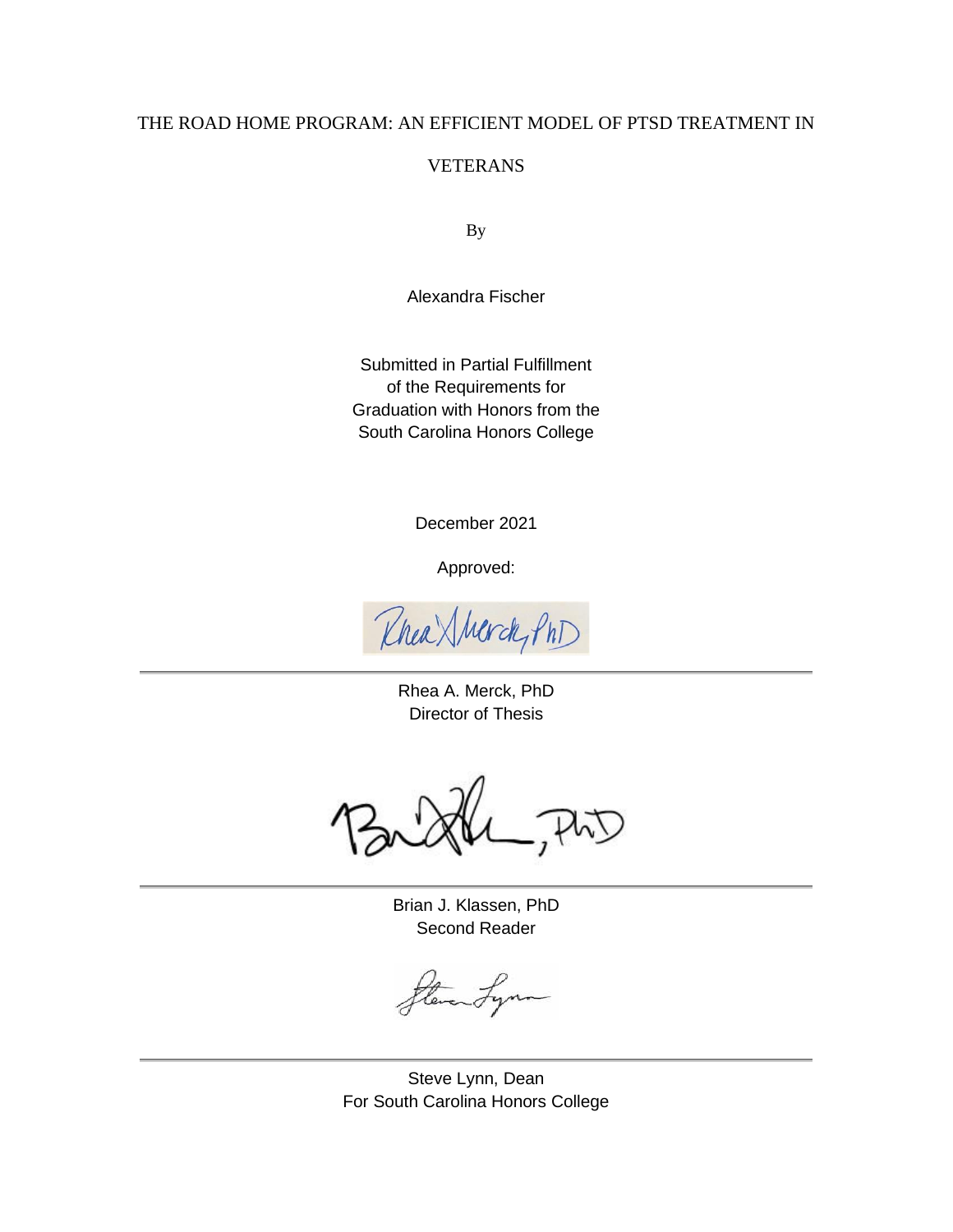# THE ROAD HOME PROGRAM: AN EFFICIENT MODEL OF PTSD TREATMENT IN VETERANS

By

Alexandra Fischer

Submitted in Partial Fulfillment
of the Requirements for
Graduation with Honors from the
South Carolina Honors College

December 2021

Approved:

---

Rhea A. Merck, PhD
Director of Thesis

---

Brian J. Klassen, PhD
Second Reader

---

Steve Lynn, Dean
For South Carolina Honors College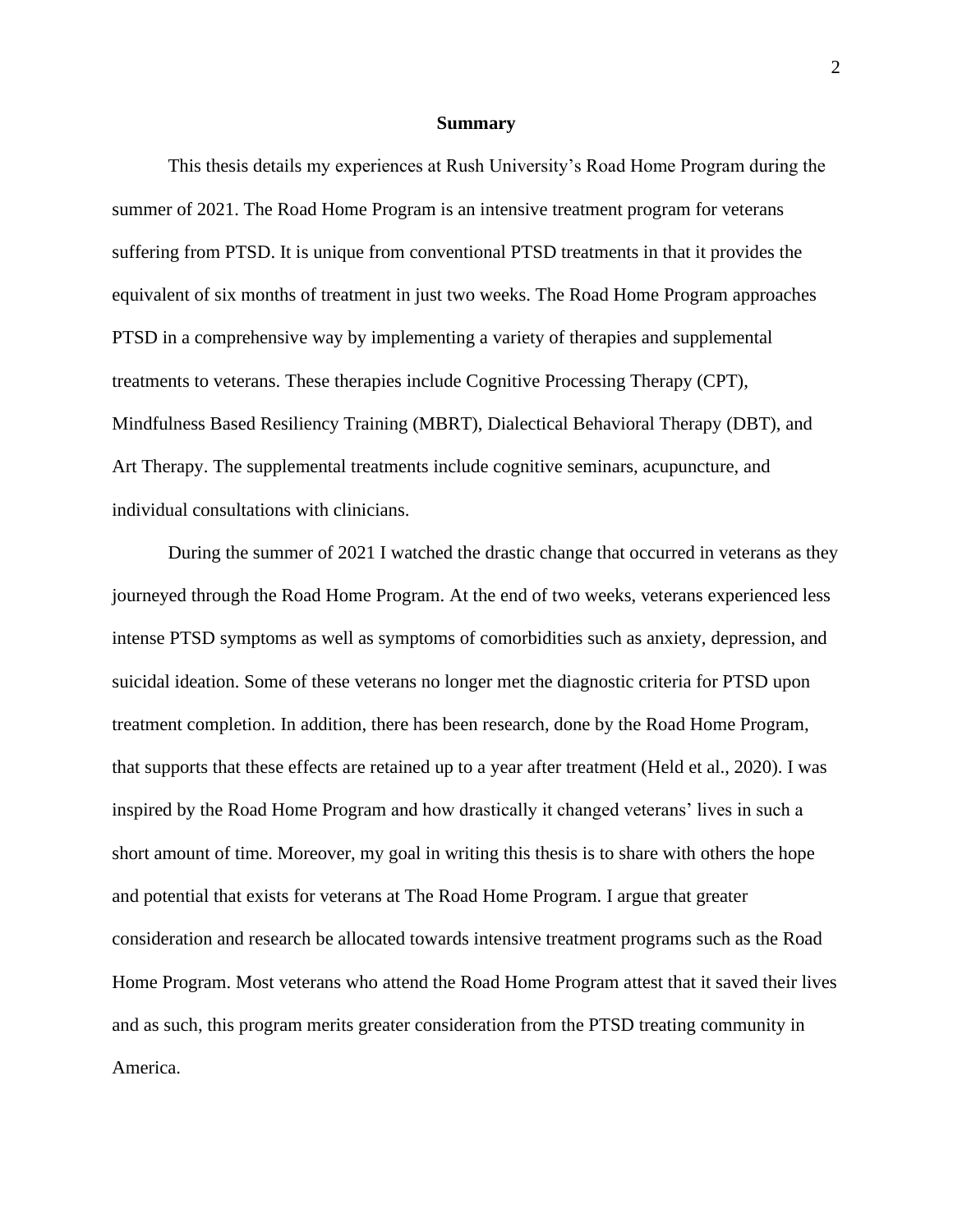## Summary

This thesis details my experiences at Rush University's Road Home Program during the summer of 2021. The Road Home Program is an intensive treatment program for veterans suffering from PTSD. It is unique from conventional PTSD treatments in that it provides the equivalent of six months of treatment in just two weeks. The Road Home Program approaches PTSD in a comprehensive way by implementing a variety of therapies and supplemental treatments to veterans. These therapies include Cognitive Processing Therapy (CPT), Mindfulness Based Resiliency Training (MBRT), Dialectical Behavioral Therapy (DBT), and Art Therapy. The supplemental treatments include cognitive seminars, acupuncture, and individual consultations with clinicians.

During the summer of 2021 I watched the drastic change that occurred in veterans as they journeyed through the Road Home Program. At the end of two weeks, veterans experienced less intense PTSD symptoms as well as symptoms of comorbidities such as anxiety, depression, and suicidal ideation. Some of these veterans no longer met the diagnostic criteria for PTSD upon treatment completion. In addition, there has been research, done by the Road Home Program, that supports that these effects are retained up to a year after treatment (Held et al., 2020). I was inspired by the Road Home Program and how drastically it changed veterans' lives in such a short amount of time. Moreover, my goal in writing this thesis is to share with others the hope and potential that exists for veterans at The Road Home Program. I argue that greater consideration and research be allocated towards intensive treatment programs such as the Road Home Program. Most veterans who attend the Road Home Program attest that it saved their lives and as such, this program merits greater consideration from the PTSD treating community in America.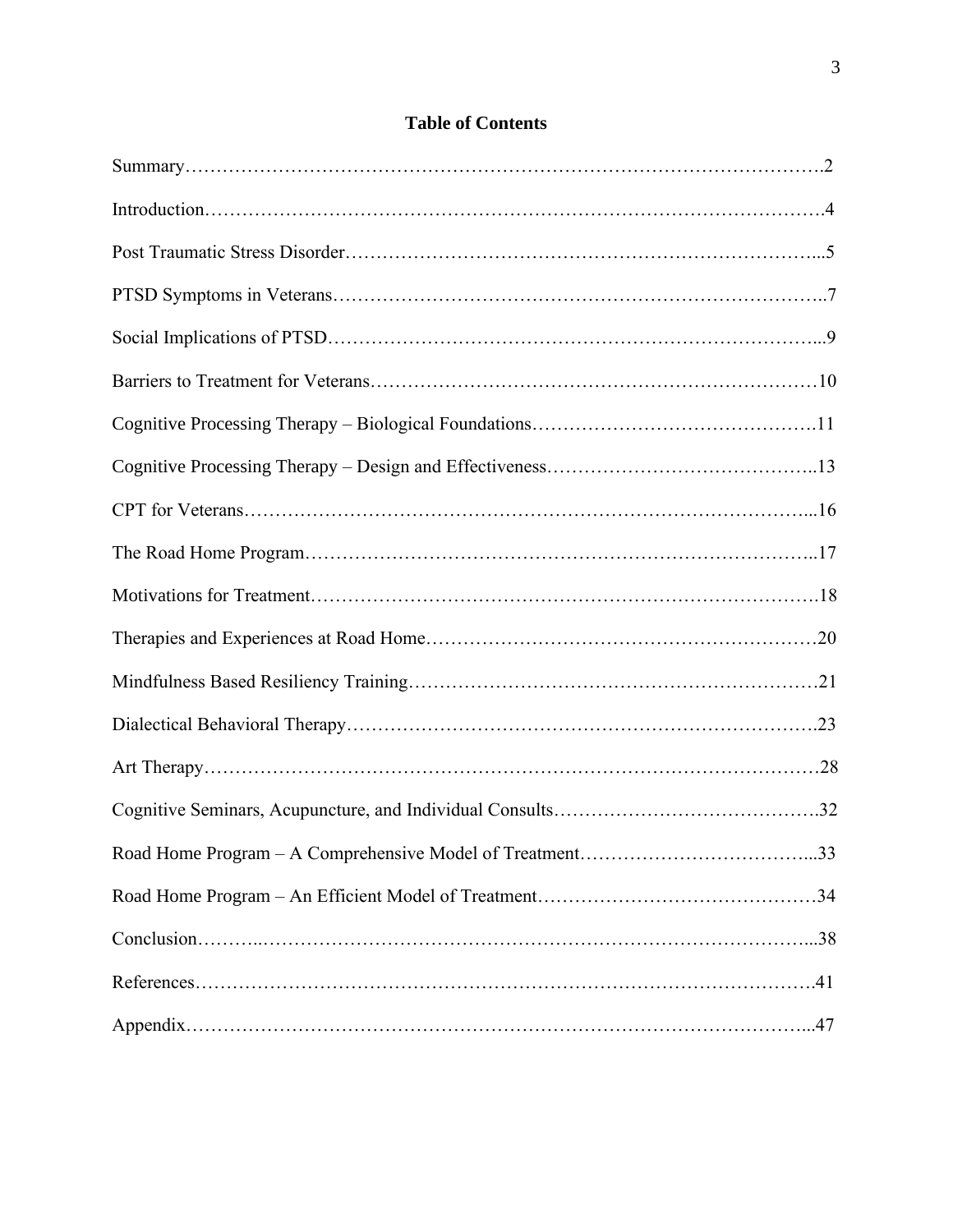# Table of Contents

| Section | Page |
| --- | --- |
| Summary | 2 |
| Introduction | 4 |
| Post Traumatic Stress Disorder | 5 |
| PTSD Symptoms in Veterans | 7 |
| Social Implications of PTSD | 9 |
| Barriers to Treatment for Veterans | 10 |
| Cognitive Processing Therapy – Biological Foundations | 11 |
| Cognitive Processing Therapy – Design and Effectiveness | 13 |
| CPT for Veterans | 16 |
| The Road Home Program | 17 |
| Motivations for Treatment | 18 |
| Therapies and Experiences at Road Home | 20 |
| Mindfulness Based Resiliency Training | 21 |
| Dialectical Behavioral Therapy | 23 |
| Art Therapy | 28 |
| Cognitive Seminars, Acupuncture, and Individual Consults | 32 |
| Road Home Program – A Comprehensive Model of Treatment | 33 |
| Road Home Program – An Efficient Model of Treatment | 34 |
| Conclusion | 38 |
| References | 41 |
| Appendix | 47 |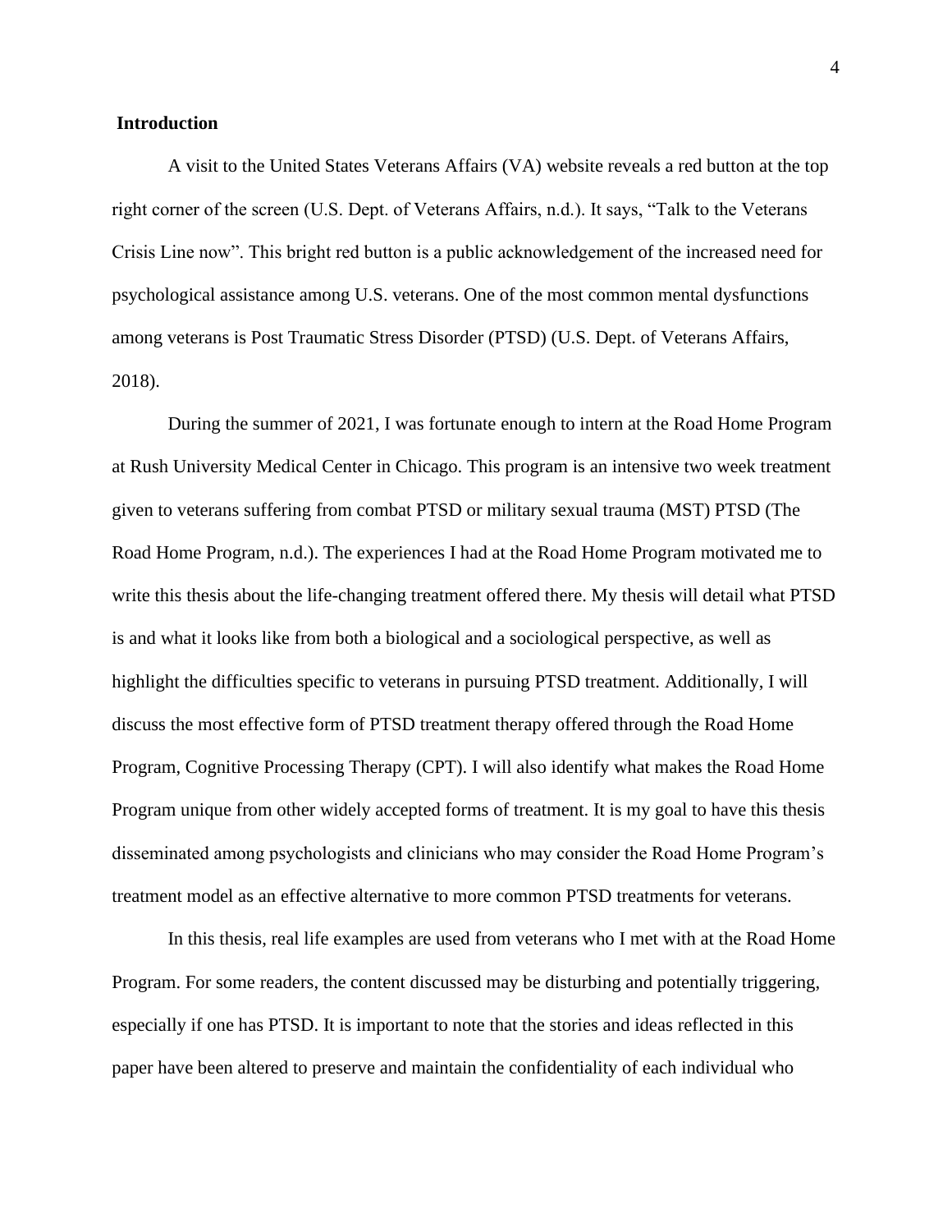## Introduction

A visit to the United States Veterans Affairs (VA) website reveals a red button at the top right corner of the screen (U.S. Dept. of Veterans Affairs, n.d.). It says, "Talk to the Veterans Crisis Line now". This bright red button is a public acknowledgement of the increased need for psychological assistance among U.S. veterans. One of the most common mental dysfunctions among veterans is Post Traumatic Stress Disorder (PTSD) (U.S. Dept. of Veterans Affairs, 2018).

During the summer of 2021, I was fortunate enough to intern at the Road Home Program at Rush University Medical Center in Chicago. This program is an intensive two week treatment given to veterans suffering from combat PTSD or military sexual trauma (MST) PTSD (The Road Home Program, n.d.). The experiences I had at the Road Home Program motivated me to write this thesis about the life-changing treatment offered there. My thesis will detail what PTSD is and what it looks like from both a biological and a sociological perspective, as well as highlight the difficulties specific to veterans in pursuing PTSD treatment. Additionally, I will discuss the most effective form of PTSD treatment therapy offered through the Road Home Program, Cognitive Processing Therapy (CPT). I will also identify what makes the Road Home Program unique from other widely accepted forms of treatment. It is my goal to have this thesis disseminated among psychologists and clinicians who may consider the Road Home Program's treatment model as an effective alternative to more common PTSD treatments for veterans.

In this thesis, real life examples are used from veterans who I met with at the Road Home Program. For some readers, the content discussed may be disturbing and potentially triggering, especially if one has PTSD. It is important to note that the stories and ideas reflected in this paper have been altered to preserve and maintain the confidentiality of each individual who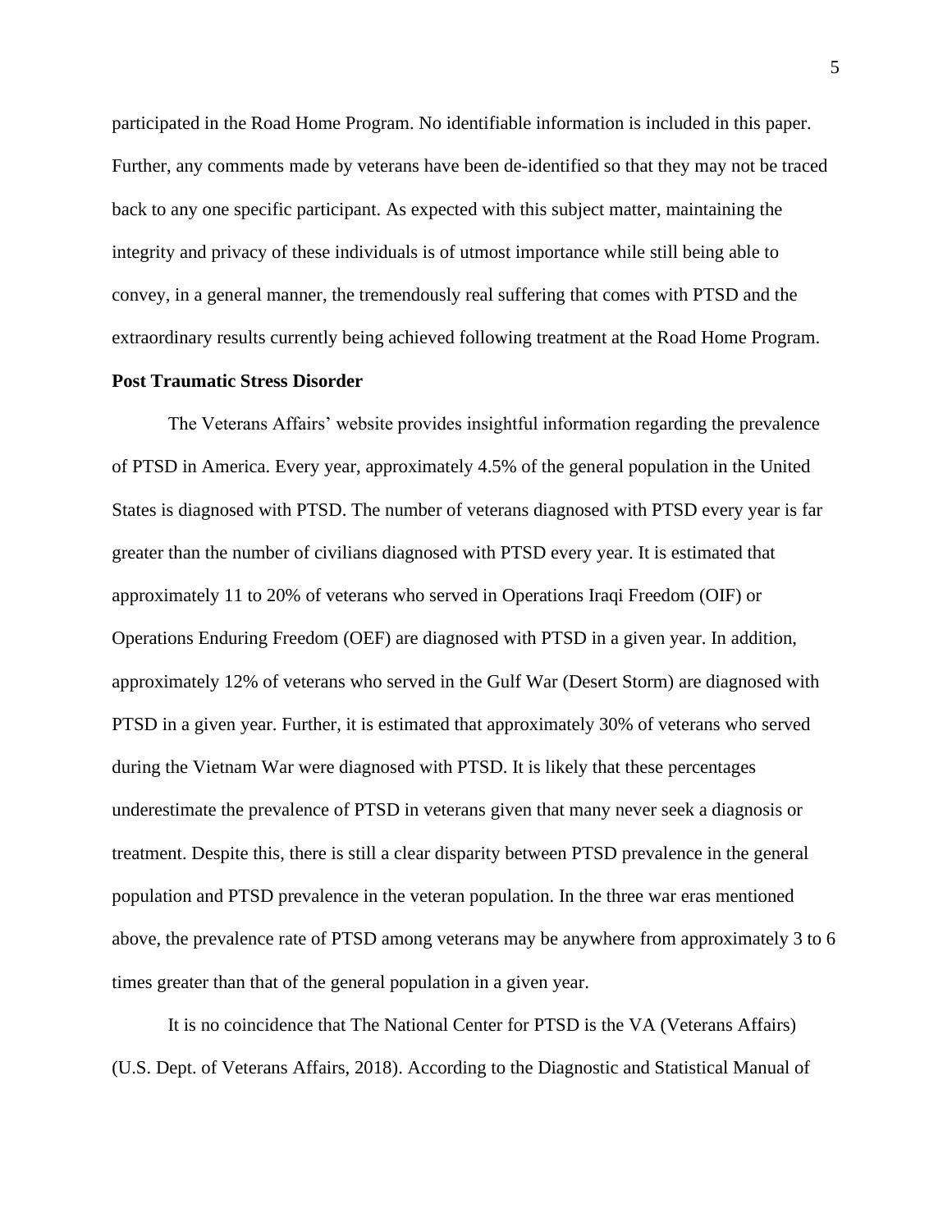participated in the Road Home Program. No identifiable information is included in this paper. Further, any comments made by veterans have been de-identified so that they may not be traced back to any one specific participant. As expected with this subject matter, maintaining the integrity and privacy of these individuals is of utmost importance while still being able to convey, in a general manner, the tremendously real suffering that comes with PTSD and the extraordinary results currently being achieved following treatment at the Road Home Program.

**Post Traumatic Stress Disorder**

The Veterans Affairs' website provides insightful information regarding the prevalence of PTSD in America. Every year, approximately 4.5% of the general population in the United States is diagnosed with PTSD. The number of veterans diagnosed with PTSD every year is far greater than the number of civilians diagnosed with PTSD every year. It is estimated that approximately 11 to 20% of veterans who served in Operations Iraqi Freedom (OIF) or Operations Enduring Freedom (OEF) are diagnosed with PTSD in a given year. In addition, approximately 12% of veterans who served in the Gulf War (Desert Storm) are diagnosed with PTSD in a given year. Further, it is estimated that approximately 30% of veterans who served during the Vietnam War were diagnosed with PTSD. It is likely that these percentages underestimate the prevalence of PTSD in veterans given that many never seek a diagnosis or treatment. Despite this, there is still a clear disparity between PTSD prevalence in the general population and PTSD prevalence in the veteran population. In the three war eras mentioned above, the prevalence rate of PTSD among veterans may be anywhere from approximately 3 to 6 times greater than that of the general population in a given year.

It is no coincidence that The National Center for PTSD is the VA (Veterans Affairs) (U.S. Dept. of Veterans Affairs, 2018). According to the Diagnostic and Statistical Manual of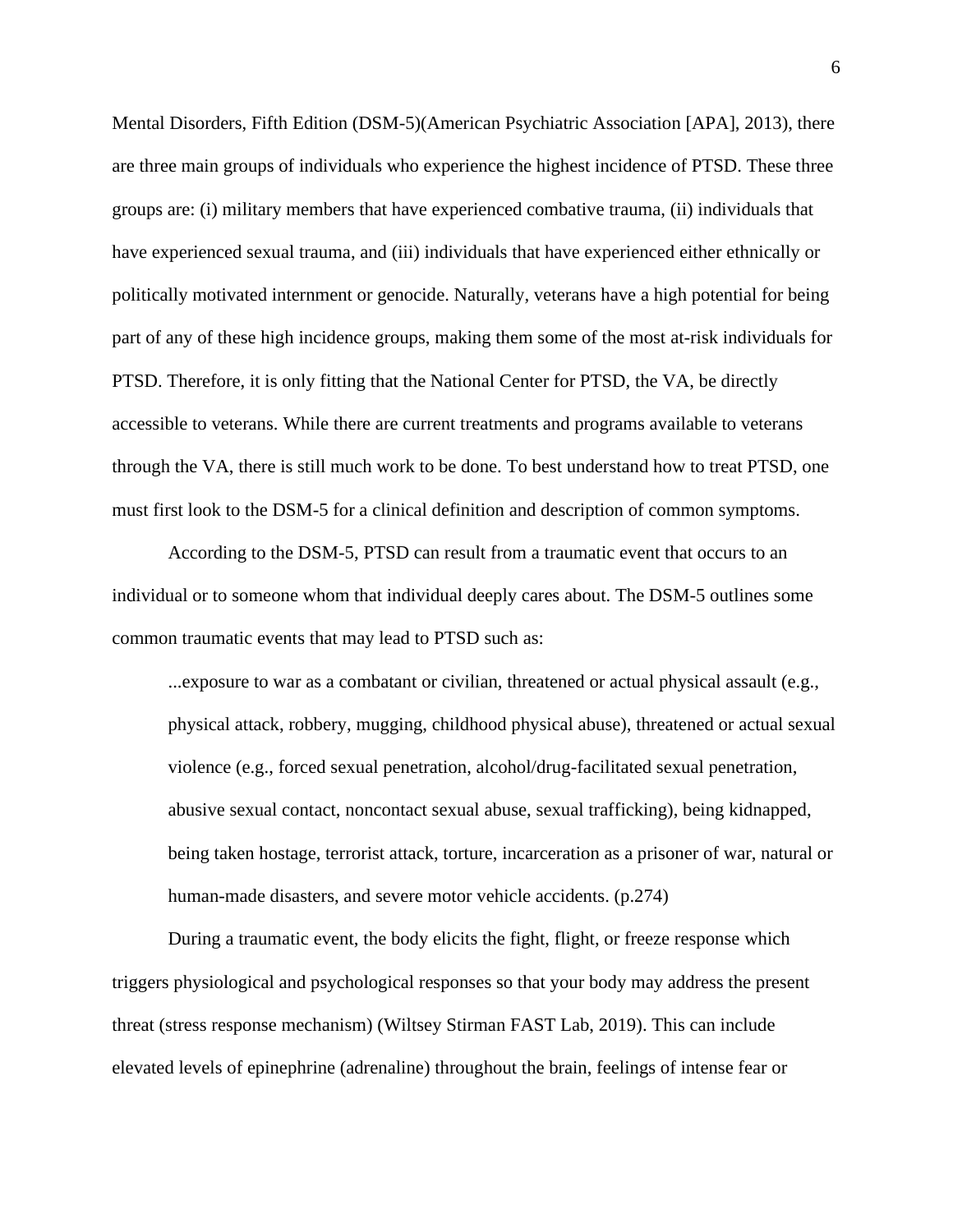Mental Disorders, Fifth Edition (DSM-5)(American Psychiatric Association [APA], 2013), there are three main groups of individuals who experience the highest incidence of PTSD. These three groups are: (i) military members that have experienced combative trauma, (ii) individuals that have experienced sexual trauma, and (iii) individuals that have experienced either ethnically or politically motivated internment or genocide. Naturally, veterans have a high potential for being part of any of these high incidence groups, making them some of the most at-risk individuals for PTSD. Therefore, it is only fitting that the National Center for PTSD, the VA, be directly accessible to veterans. While there are current treatments and programs available to veterans through the VA, there is still much work to be done. To best understand how to treat PTSD, one must first look to the DSM-5 for a clinical definition and description of common symptoms.

According to the DSM-5, PTSD can result from a traumatic event that occurs to an individual or to someone whom that individual deeply cares about. The DSM-5 outlines some common traumatic events that may lead to PTSD such as:

> ...exposure to war as a combatant or civilian, threatened or actual physical assault (e.g., physical attack, robbery, mugging, childhood physical abuse), threatened or actual sexual violence (e.g., forced sexual penetration, alcohol/drug-facilitated sexual penetration, abusive sexual contact, noncontact sexual abuse, sexual trafficking), being kidnapped, being taken hostage, terrorist attack, torture, incarceration as a prisoner of war, natural or human-made disasters, and severe motor vehicle accidents. (p.274)

During a traumatic event, the body elicits the fight, flight, or freeze response which triggers physiological and psychological responses so that your body may address the present threat (stress response mechanism) (Wiltsey Stirman FAST Lab, 2019). This can include elevated levels of epinephrine (adrenaline) throughout the brain, feelings of intense fear or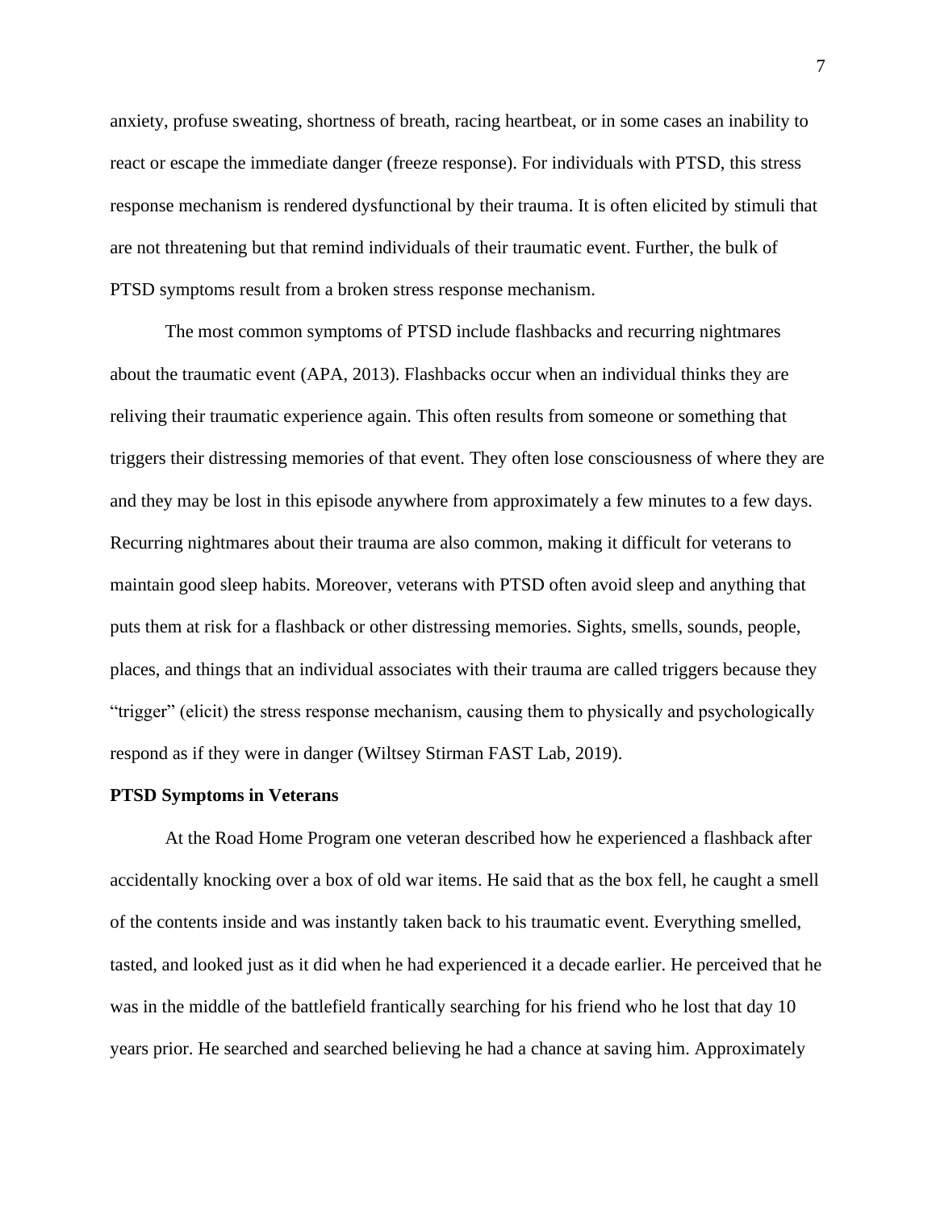anxiety, profuse sweating, shortness of breath, racing heartbeat, or in some cases an inability to react or escape the immediate danger (freeze response). For individuals with PTSD, this stress response mechanism is rendered dysfunctional by their trauma. It is often elicited by stimuli that are not threatening but that remind individuals of their traumatic event. Further, the bulk of PTSD symptoms result from a broken stress response mechanism.

The most common symptoms of PTSD include flashbacks and recurring nightmares about the traumatic event (APA, 2013). Flashbacks occur when an individual thinks they are reliving their traumatic experience again. This often results from someone or something that triggers their distressing memories of that event. They often lose consciousness of where they are and they may be lost in this episode anywhere from approximately a few minutes to a few days. Recurring nightmares about their trauma are also common, making it difficult for veterans to maintain good sleep habits. Moreover, veterans with PTSD often avoid sleep and anything that puts them at risk for a flashback or other distressing memories. Sights, smells, sounds, people, places, and things that an individual associates with their trauma are called triggers because they "trigger" (elicit) the stress response mechanism, causing them to physically and psychologically respond as if they were in danger (Wiltsey Stirman FAST Lab, 2019).

**PTSD Symptoms in Veterans**

At the Road Home Program one veteran described how he experienced a flashback after accidentally knocking over a box of old war items. He said that as the box fell, he caught a smell of the contents inside and was instantly taken back to his traumatic event. Everything smelled, tasted, and looked just as it did when he had experienced it a decade earlier. He perceived that he was in the middle of the battlefield frantically searching for his friend who he lost that day 10 years prior. He searched and searched believing he had a chance at saving him. Approximately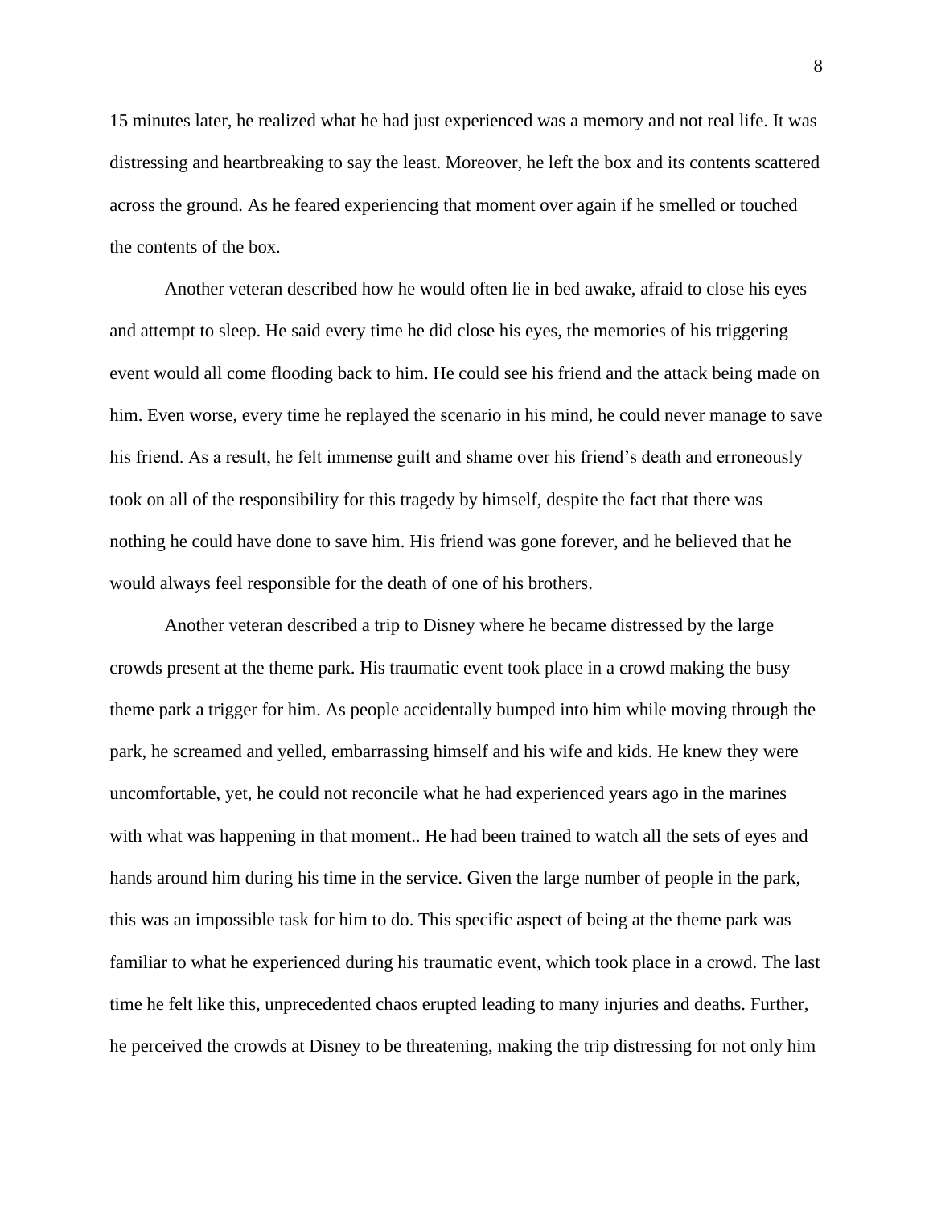15 minutes later, he realized what he had just experienced was a memory and not real life. It was distressing and heartbreaking to say the least. Moreover, he left the box and its contents scattered across the ground. As he feared experiencing that moment over again if he smelled or touched the contents of the box.

Another veteran described how he would often lie in bed awake, afraid to close his eyes and attempt to sleep. He said every time he did close his eyes, the memories of his triggering event would all come flooding back to him. He could see his friend and the attack being made on him. Even worse, every time he replayed the scenario in his mind, he could never manage to save his friend. As a result, he felt immense guilt and shame over his friend's death and erroneously took on all of the responsibility for this tragedy by himself, despite the fact that there was nothing he could have done to save him. His friend was gone forever, and he believed that he would always feel responsible for the death of one of his brothers.

Another veteran described a trip to Disney where he became distressed by the large crowds present at the theme park. His traumatic event took place in a crowd making the busy theme park a trigger for him. As people accidentally bumped into him while moving through the park, he screamed and yelled, embarrassing himself and his wife and kids. He knew they were uncomfortable, yet, he could not reconcile what he had experienced years ago in the marines with what was happening in that moment.. He had been trained to watch all the sets of eyes and hands around him during his time in the service. Given the large number of people in the park, this was an impossible task for him to do. This specific aspect of being at the theme park was familiar to what he experienced during his traumatic event, which took place in a crowd. The last time he felt like this, unprecedented chaos erupted leading to many injuries and deaths. Further, he perceived the crowds at Disney to be threatening, making the trip distressing for not only him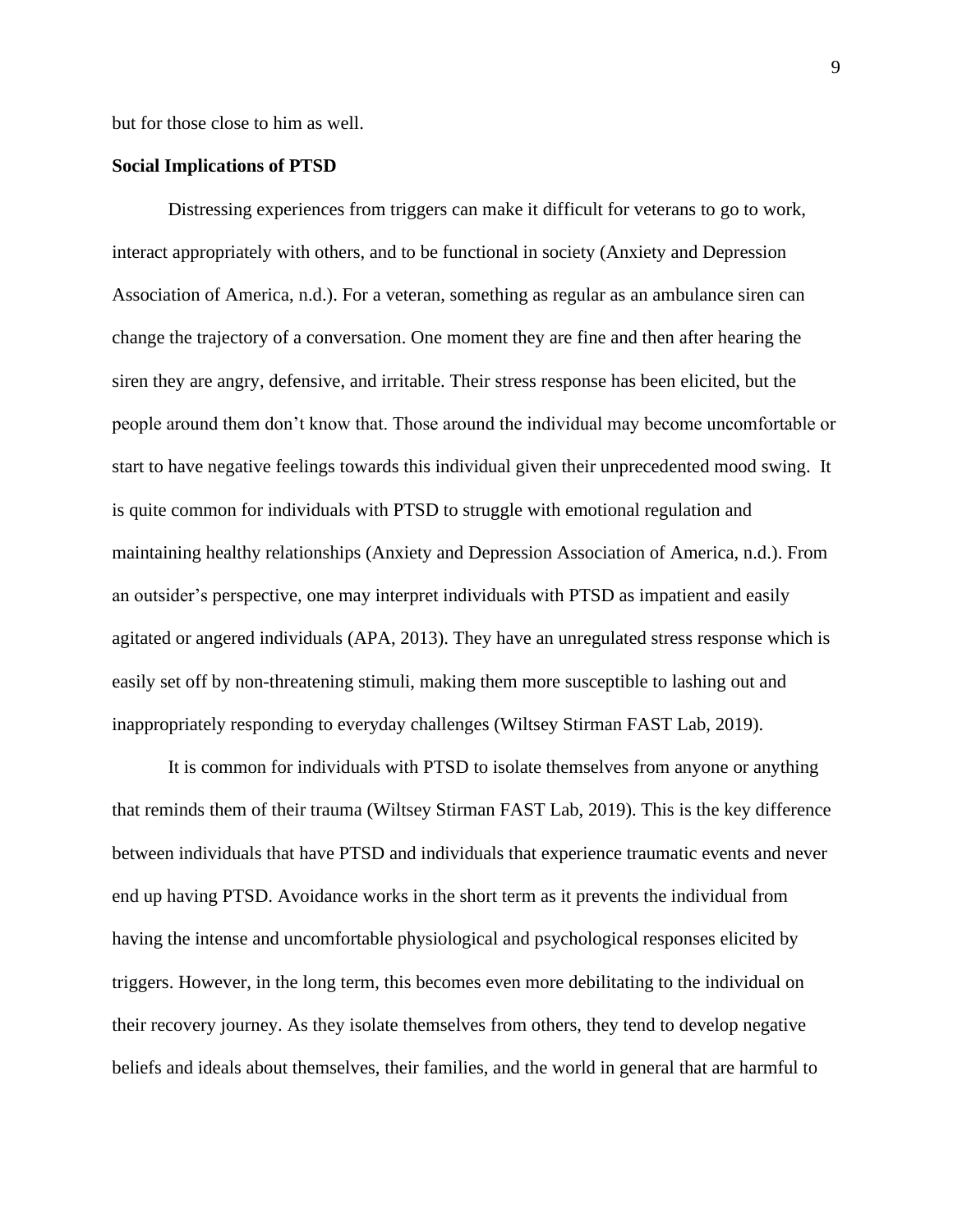but for those close to him as well.

**Social Implications of PTSD**

Distressing experiences from triggers can make it difficult for veterans to go to work, interact appropriately with others, and to be functional in society (Anxiety and Depression Association of America, n.d.). For a veteran, something as regular as an ambulance siren can change the trajectory of a conversation. One moment they are fine and then after hearing the siren they are angry, defensive, and irritable. Their stress response has been elicited, but the people around them don't know that. Those around the individual may become uncomfortable or start to have negative feelings towards this individual given their unprecedented mood swing. It is quite common for individuals with PTSD to struggle with emotional regulation and maintaining healthy relationships (Anxiety and Depression Association of America, n.d.). From an outsider's perspective, one may interpret individuals with PTSD as impatient and easily agitated or angered individuals (APA, 2013). They have an unregulated stress response which is easily set off by non-threatening stimuli, making them more susceptible to lashing out and inappropriately responding to everyday challenges (Wiltsey Stirman FAST Lab, 2019).

It is common for individuals with PTSD to isolate themselves from anyone or anything that reminds them of their trauma (Wiltsey Stirman FAST Lab, 2019). This is the key difference between individuals that have PTSD and individuals that experience traumatic events and never end up having PTSD. Avoidance works in the short term as it prevents the individual from having the intense and uncomfortable physiological and psychological responses elicited by triggers. However, in the long term, this becomes even more debilitating to the individual on their recovery journey. As they isolate themselves from others, they tend to develop negative beliefs and ideals about themselves, their families, and the world in general that are harmful to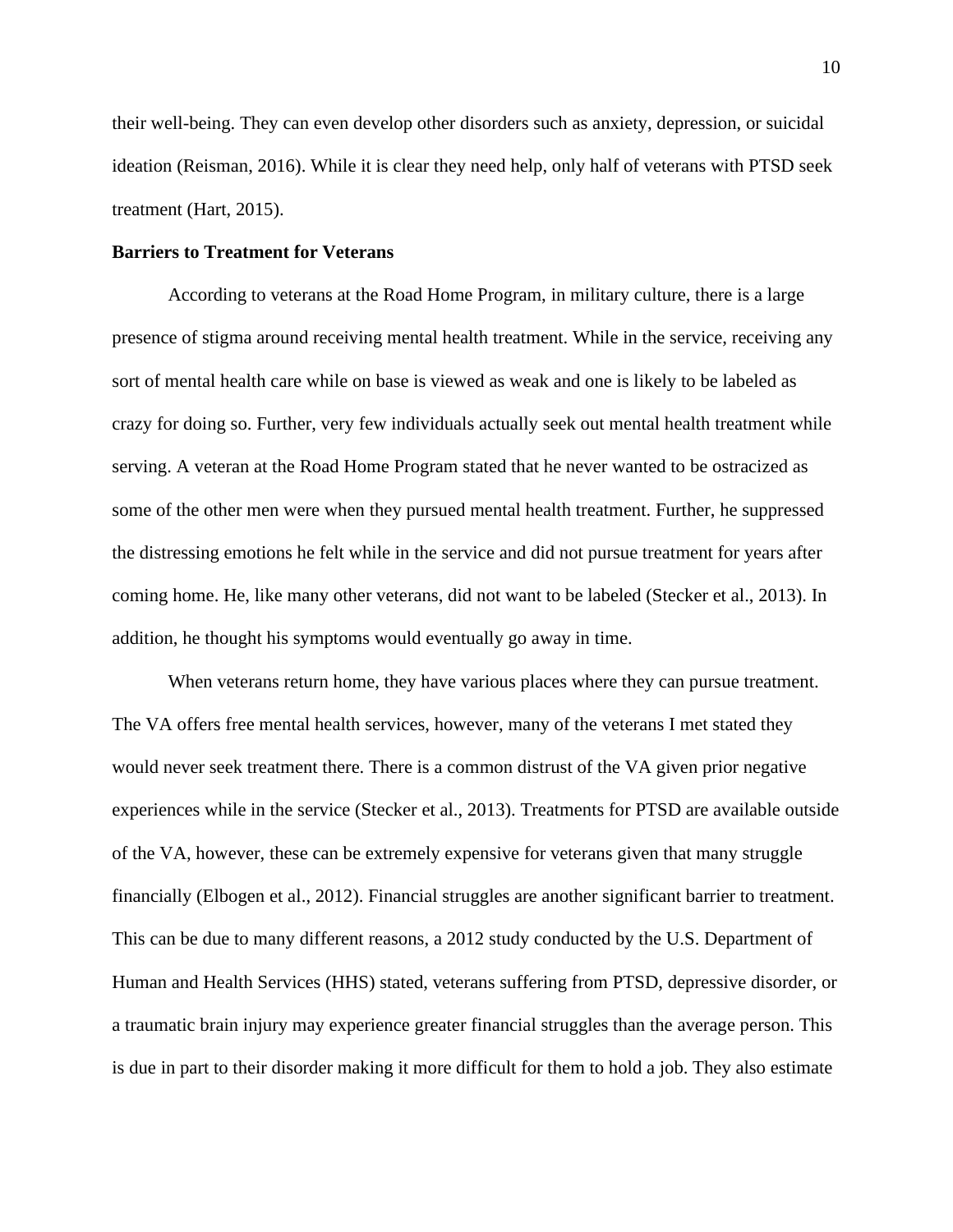their well-being. They can even develop other disorders such as anxiety, depression, or suicidal ideation (Reisman, 2016). While it is clear they need help, only half of veterans with PTSD seek treatment (Hart, 2015).

**Barriers to Treatment for Veterans**

According to veterans at the Road Home Program, in military culture, there is a large presence of stigma around receiving mental health treatment. While in the service, receiving any sort of mental health care while on base is viewed as weak and one is likely to be labeled as crazy for doing so. Further, very few individuals actually seek out mental health treatment while serving. A veteran at the Road Home Program stated that he never wanted to be ostracized as some of the other men were when they pursued mental health treatment. Further, he suppressed the distressing emotions he felt while in the service and did not pursue treatment for years after coming home. He, like many other veterans, did not want to be labeled (Stecker et al., 2013). In addition, he thought his symptoms would eventually go away in time.

When veterans return home, they have various places where they can pursue treatment. The VA offers free mental health services, however, many of the veterans I met stated they would never seek treatment there. There is a common distrust of the VA given prior negative experiences while in the service (Stecker et al., 2013). Treatments for PTSD are available outside of the VA, however, these can be extremely expensive for veterans given that many struggle financially (Elbogen et al., 2012). Financial struggles are another significant barrier to treatment. This can be due to many different reasons, a 2012 study conducted by the U.S. Department of Human and Health Services (HHS) stated, veterans suffering from PTSD, depressive disorder, or a traumatic brain injury may experience greater financial struggles than the average person. This is due in part to their disorder making it more difficult for them to hold a job. They also estimate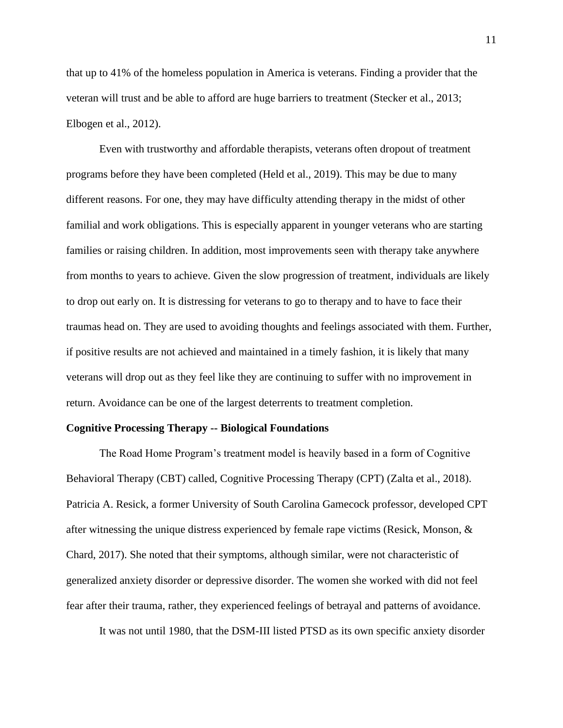that up to 41% of the homeless population in America is veterans. Finding a provider that the veteran will trust and be able to afford are huge barriers to treatment (Stecker et al., 2013; Elbogen et al., 2012).

Even with trustworthy and affordable therapists, veterans often dropout of treatment programs before they have been completed (Held et al., 2019). This may be due to many different reasons. For one, they may have difficulty attending therapy in the midst of other familial and work obligations. This is especially apparent in younger veterans who are starting families or raising children. In addition, most improvements seen with therapy take anywhere from months to years to achieve. Given the slow progression of treatment, individuals are likely to drop out early on. It is distressing for veterans to go to therapy and to have to face their traumas head on. They are used to avoiding thoughts and feelings associated with them. Further, if positive results are not achieved and maintained in a timely fashion, it is likely that many veterans will drop out as they feel like they are continuing to suffer with no improvement in return. Avoidance can be one of the largest deterrents to treatment completion.

**Cognitive Processing Therapy -- Biological Foundations**

The Road Home Program's treatment model is heavily based in a form of Cognitive Behavioral Therapy (CBT) called, Cognitive Processing Therapy (CPT) (Zalta et al., 2018). Patricia A. Resick, a former University of South Carolina Gamecock professor, developed CPT after witnessing the unique distress experienced by female rape victims (Resick, Monson, & Chard, 2017). She noted that their symptoms, although similar, were not characteristic of generalized anxiety disorder or depressive disorder. The women she worked with did not feel fear after their trauma, rather, they experienced feelings of betrayal and patterns of avoidance.

It was not until 1980, that the DSM-III listed PTSD as its own specific anxiety disorder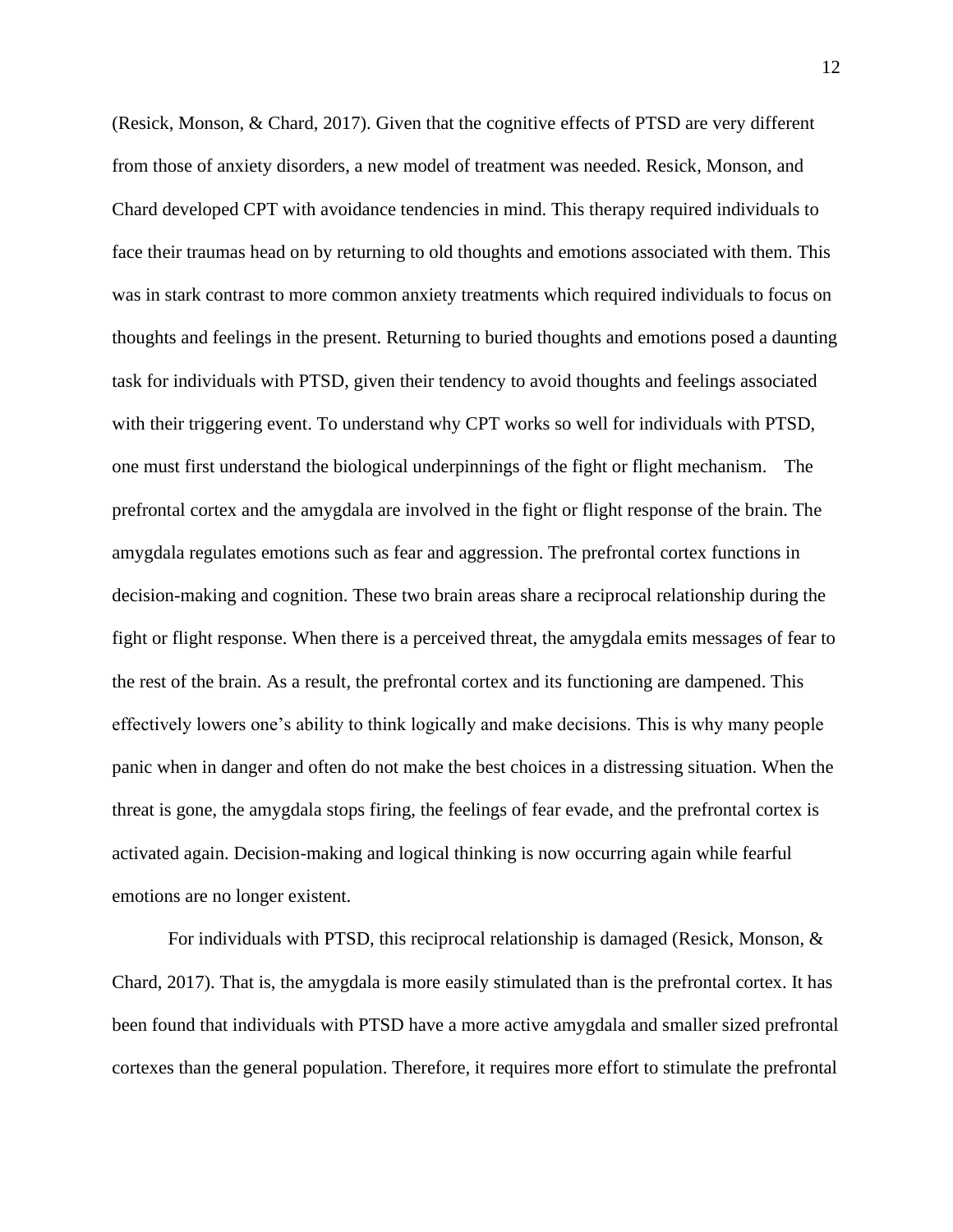(Resick, Monson, & Chard, 2017). Given that the cognitive effects of PTSD are very different from those of anxiety disorders, a new model of treatment was needed. Resick, Monson, and Chard developed CPT with avoidance tendencies in mind. This therapy required individuals to face their traumas head on by returning to old thoughts and emotions associated with them. This was in stark contrast to more common anxiety treatments which required individuals to focus on thoughts and feelings in the present. Returning to buried thoughts and emotions posed a daunting task for individuals with PTSD, given their tendency to avoid thoughts and feelings associated with their triggering event. To understand why CPT works so well for individuals with PTSD, one must first understand the biological underpinnings of the fight or flight mechanism. The prefrontal cortex and the amygdala are involved in the fight or flight response of the brain. The amygdala regulates emotions such as fear and aggression. The prefrontal cortex functions in decision-making and cognition. These two brain areas share a reciprocal relationship during the fight or flight response. When there is a perceived threat, the amygdala emits messages of fear to the rest of the brain. As a result, the prefrontal cortex and its functioning are dampened. This effectively lowers one's ability to think logically and make decisions. This is why many people panic when in danger and often do not make the best choices in a distressing situation. When the threat is gone, the amygdala stops firing, the feelings of fear evade, and the prefrontal cortex is activated again. Decision-making and logical thinking is now occurring again while fearful emotions are no longer existent.

For individuals with PTSD, this reciprocal relationship is damaged (Resick, Monson, & Chard, 2017). That is, the amygdala is more easily stimulated than is the prefrontal cortex. It has been found that individuals with PTSD have a more active amygdala and smaller sized prefrontal cortexes than the general population. Therefore, it requires more effort to stimulate the prefrontal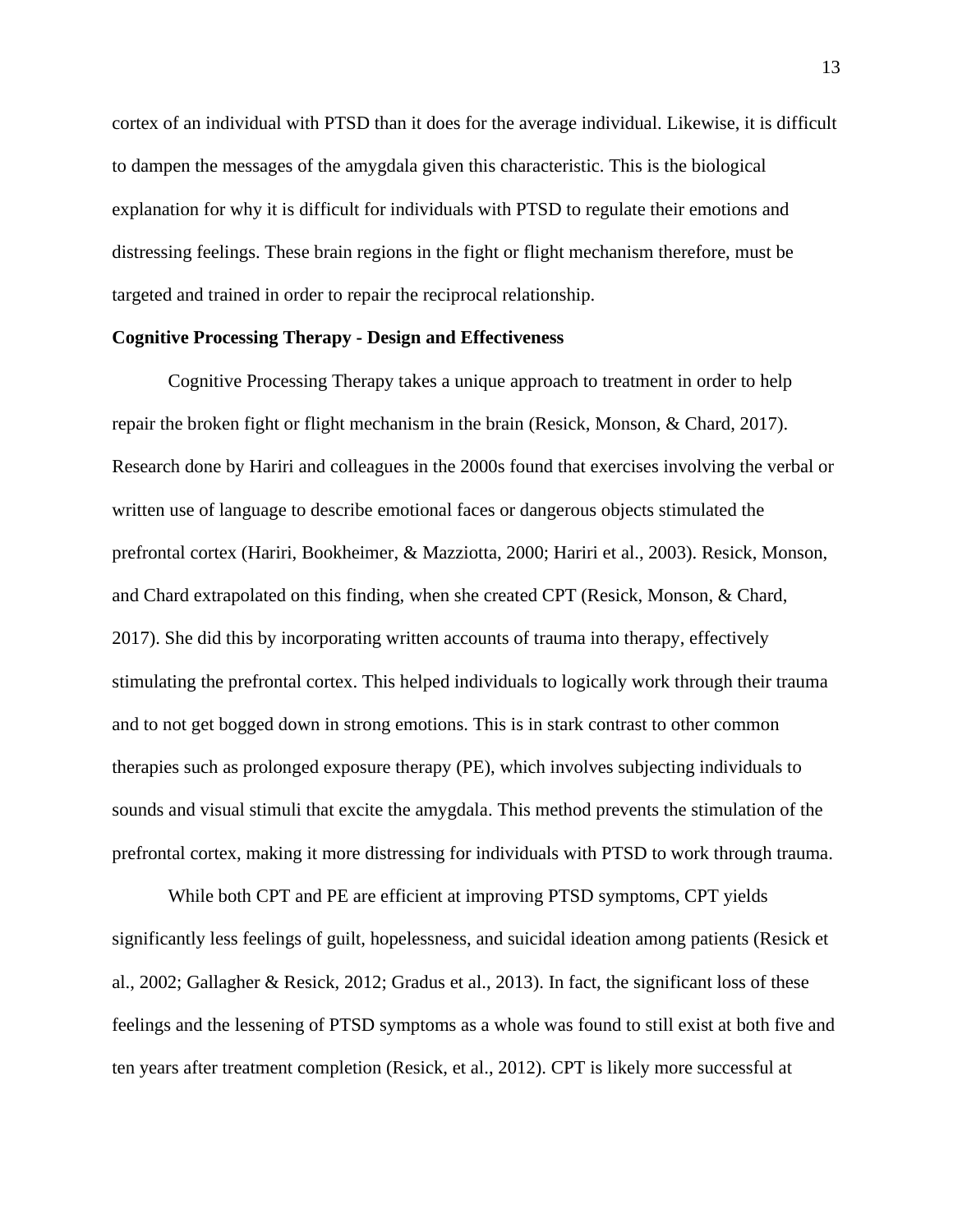cortex of an individual with PTSD than it does for the average individual. Likewise, it is difficult to dampen the messages of the amygdala given this characteristic. This is the biological explanation for why it is difficult for individuals with PTSD to regulate their emotions and distressing feelings. These brain regions in the fight or flight mechanism therefore, must be targeted and trained in order to repair the reciprocal relationship.

**Cognitive Processing Therapy - Design and Effectiveness**

Cognitive Processing Therapy takes a unique approach to treatment in order to help repair the broken fight or flight mechanism in the brain (Resick, Monson, & Chard, 2017). Research done by Hariri and colleagues in the 2000s found that exercises involving the verbal or written use of language to describe emotional faces or dangerous objects stimulated the prefrontal cortex (Hariri, Bookheimer, & Mazziotta, 2000; Hariri et al., 2003). Resick, Monson, and Chard extrapolated on this finding, when she created CPT (Resick, Monson, & Chard, 2017). She did this by incorporating written accounts of trauma into therapy, effectively stimulating the prefrontal cortex. This helped individuals to logically work through their trauma and to not get bogged down in strong emotions. This is in stark contrast to other common therapies such as prolonged exposure therapy (PE), which involves subjecting individuals to sounds and visual stimuli that excite the amygdala. This method prevents the stimulation of the prefrontal cortex, making it more distressing for individuals with PTSD to work through trauma.

While both CPT and PE are efficient at improving PTSD symptoms, CPT yields significantly less feelings of guilt, hopelessness, and suicidal ideation among patients (Resick et al., 2002; Gallagher & Resick, 2012; Gradus et al., 2013). In fact, the significant loss of these feelings and the lessening of PTSD symptoms as a whole was found to still exist at both five and ten years after treatment completion (Resick, et al., 2012). CPT is likely more successful at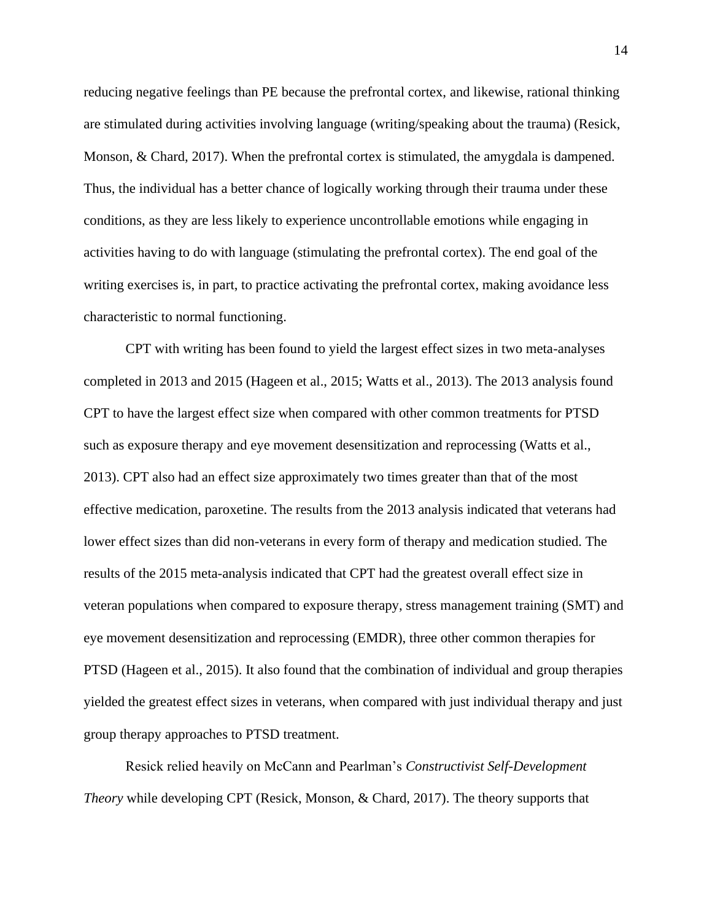reducing negative feelings than PE because the prefrontal cortex, and likewise, rational thinking are stimulated during activities involving language (writing/speaking about the trauma) (Resick, Monson, & Chard, 2017). When the prefrontal cortex is stimulated, the amygdala is dampened. Thus, the individual has a better chance of logically working through their trauma under these conditions, as they are less likely to experience uncontrollable emotions while engaging in activities having to do with language (stimulating the prefrontal cortex). The end goal of the writing exercises is, in part, to practice activating the prefrontal cortex, making avoidance less characteristic to normal functioning.

CPT with writing has been found to yield the largest effect sizes in two meta-analyses completed in 2013 and 2015 (Hageen et al., 2015; Watts et al., 2013). The 2013 analysis found CPT to have the largest effect size when compared with other common treatments for PTSD such as exposure therapy and eye movement desensitization and reprocessing (Watts et al., 2013). CPT also had an effect size approximately two times greater than that of the most effective medication, paroxetine. The results from the 2013 analysis indicated that veterans had lower effect sizes than did non-veterans in every form of therapy and medication studied. The results of the 2015 meta-analysis indicated that CPT had the greatest overall effect size in veteran populations when compared to exposure therapy, stress management training (SMT) and eye movement desensitization and reprocessing (EMDR), three other common therapies for PTSD (Hageen et al., 2015). It also found that the combination of individual and group therapies yielded the greatest effect sizes in veterans, when compared with just individual therapy and just group therapy approaches to PTSD treatment.

Resick relied heavily on McCann and Pearlman's *Constructivist Self-Development Theory* while developing CPT (Resick, Monson, & Chard, 2017). The theory supports that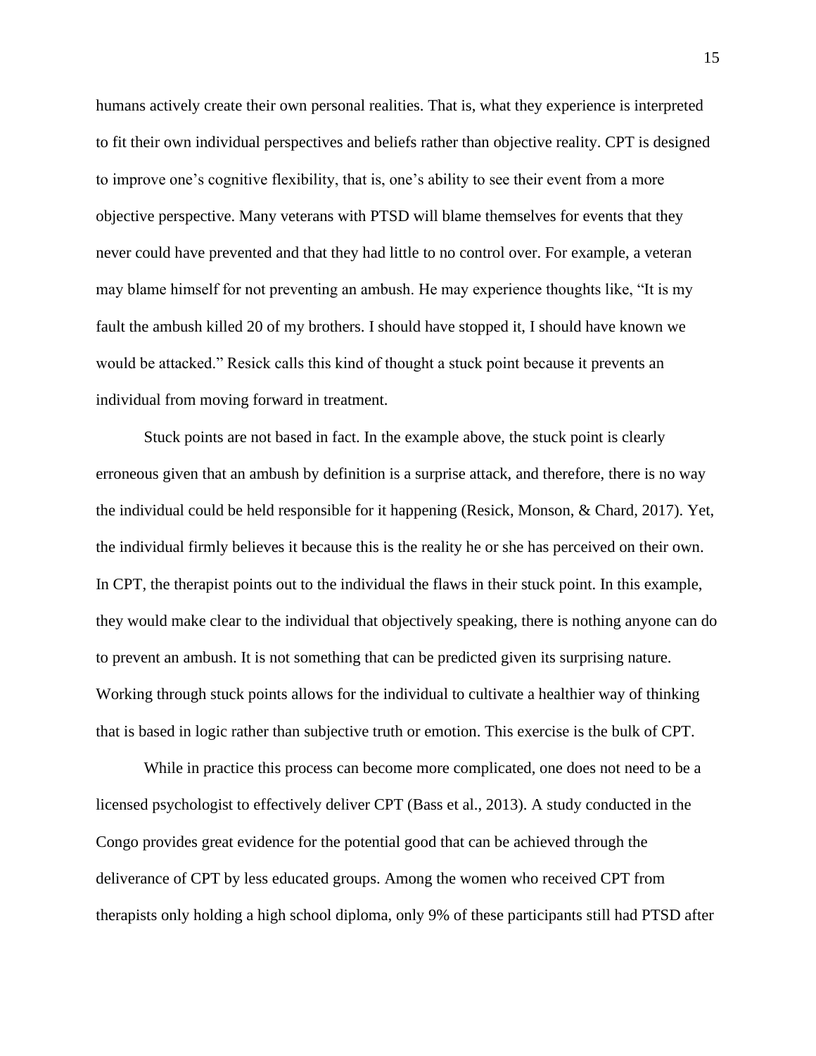humans actively create their own personal realities. That is, what they experience is interpreted to fit their own individual perspectives and beliefs rather than objective reality. CPT is designed to improve one's cognitive flexibility, that is, one's ability to see their event from a more objective perspective. Many veterans with PTSD will blame themselves for events that they never could have prevented and that they had little to no control over. For example, a veteran may blame himself for not preventing an ambush. He may experience thoughts like, "It is my fault the ambush killed 20 of my brothers. I should have stopped it, I should have known we would be attacked." Resick calls this kind of thought a stuck point because it prevents an individual from moving forward in treatment.

Stuck points are not based in fact. In the example above, the stuck point is clearly erroneous given that an ambush by definition is a surprise attack, and therefore, there is no way the individual could be held responsible for it happening (Resick, Monson, & Chard, 2017). Yet, the individual firmly believes it because this is the reality he or she has perceived on their own. In CPT, the therapist points out to the individual the flaws in their stuck point. In this example, they would make clear to the individual that objectively speaking, there is nothing anyone can do to prevent an ambush. It is not something that can be predicted given its surprising nature. Working through stuck points allows for the individual to cultivate a healthier way of thinking that is based in logic rather than subjective truth or emotion. This exercise is the bulk of CPT.

While in practice this process can become more complicated, one does not need to be a licensed psychologist to effectively deliver CPT (Bass et al., 2013). A study conducted in the Congo provides great evidence for the potential good that can be achieved through the deliverance of CPT by less educated groups. Among the women who received CPT from therapists only holding a high school diploma, only 9% of these participants still had PTSD after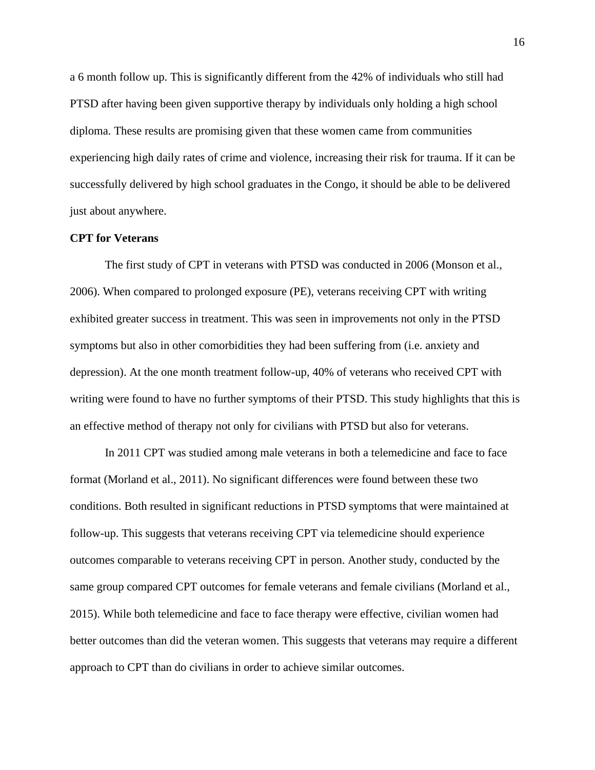a 6 month follow up. This is significantly different from the 42% of individuals who still had PTSD after having been given supportive therapy by individuals only holding a high school diploma. These results are promising given that these women came from communities experiencing high daily rates of crime and violence, increasing their risk for trauma. If it can be successfully delivered by high school graduates in the Congo, it should be able to be delivered just about anywhere.

**CPT for Veterans**

The first study of CPT in veterans with PTSD was conducted in 2006 (Monson et al., 2006). When compared to prolonged exposure (PE), veterans receiving CPT with writing exhibited greater success in treatment. This was seen in improvements not only in the PTSD symptoms but also in other comorbidities they had been suffering from (i.e. anxiety and depression). At the one month treatment follow-up, 40% of veterans who received CPT with writing were found to have no further symptoms of their PTSD. This study highlights that this is an effective method of therapy not only for civilians with PTSD but also for veterans.

In 2011 CPT was studied among male veterans in both a telemedicine and face to face format (Morland et al., 2011). No significant differences were found between these two conditions. Both resulted in significant reductions in PTSD symptoms that were maintained at follow-up. This suggests that veterans receiving CPT via telemedicine should experience outcomes comparable to veterans receiving CPT in person. Another study, conducted by the same group compared CPT outcomes for female veterans and female civilians (Morland et al., 2015). While both telemedicine and face to face therapy were effective, civilian women had better outcomes than did the veteran women. This suggests that veterans may require a different approach to CPT than do civilians in order to achieve similar outcomes.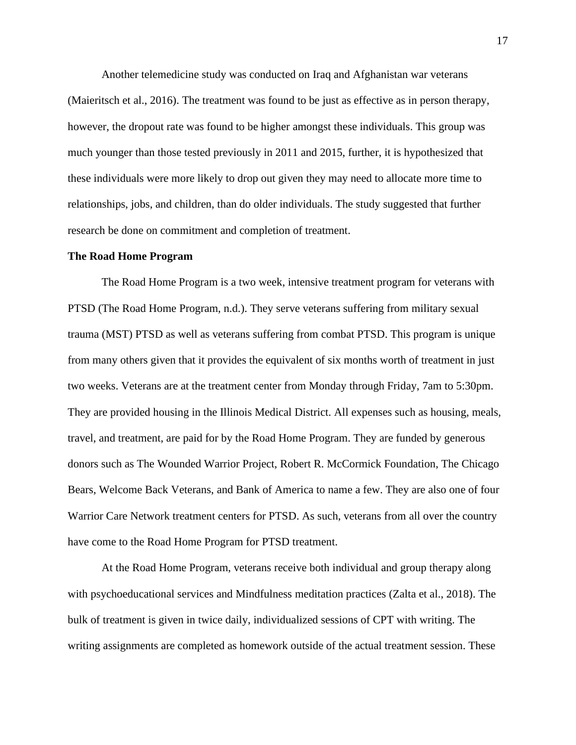Another telemedicine study was conducted on Iraq and Afghanistan war veterans (Maieritsch et al., 2016). The treatment was found to be just as effective as in person therapy, however, the dropout rate was found to be higher amongst these individuals. This group was much younger than those tested previously in 2011 and 2015, further, it is hypothesized that these individuals were more likely to drop out given they may need to allocate more time to relationships, jobs, and children, than do older individuals. The study suggested that further research be done on commitment and completion of treatment.

**The Road Home Program**

The Road Home Program is a two week, intensive treatment program for veterans with PTSD (The Road Home Program, n.d.). They serve veterans suffering from military sexual trauma (MST) PTSD as well as veterans suffering from combat PTSD. This program is unique from many others given that it provides the equivalent of six months worth of treatment in just two weeks. Veterans are at the treatment center from Monday through Friday, 7am to 5:30pm. They are provided housing in the Illinois Medical District. All expenses such as housing, meals, travel, and treatment, are paid for by the Road Home Program. They are funded by generous donors such as The Wounded Warrior Project, Robert R. McCormick Foundation, The Chicago Bears, Welcome Back Veterans, and Bank of America to name a few. They are also one of four Warrior Care Network treatment centers for PTSD. As such, veterans from all over the country have come to the Road Home Program for PTSD treatment.

At the Road Home Program, veterans receive both individual and group therapy along with psychoeducational services and Mindfulness meditation practices (Zalta et al., 2018). The bulk of treatment is given in twice daily, individualized sessions of CPT with writing. The writing assignments are completed as homework outside of the actual treatment session. These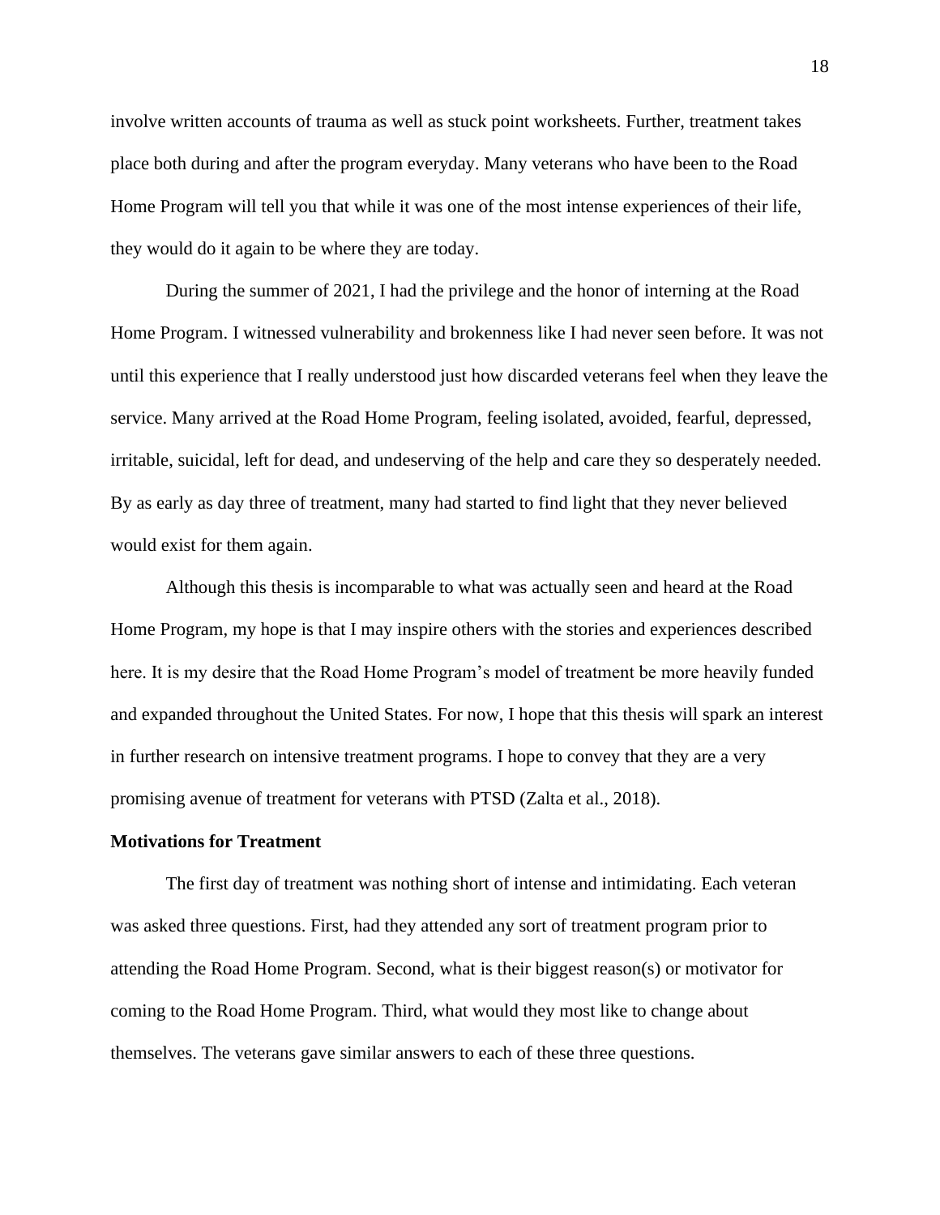involve written accounts of trauma as well as stuck point worksheets. Further, treatment takes place both during and after the program everyday. Many veterans who have been to the Road Home Program will tell you that while it was one of the most intense experiences of their life, they would do it again to be where they are today.

During the summer of 2021, I had the privilege and the honor of interning at the Road Home Program. I witnessed vulnerability and brokenness like I had never seen before. It was not until this experience that I really understood just how discarded veterans feel when they leave the service. Many arrived at the Road Home Program, feeling isolated, avoided, fearful, depressed, irritable, suicidal, left for dead, and undeserving of the help and care they so desperately needed. By as early as day three of treatment, many had started to find light that they never believed would exist for them again.

Although this thesis is incomparable to what was actually seen and heard at the Road Home Program, my hope is that I may inspire others with the stories and experiences described here. It is my desire that the Road Home Program's model of treatment be more heavily funded and expanded throughout the United States. For now, I hope that this thesis will spark an interest in further research on intensive treatment programs. I hope to convey that they are a very promising avenue of treatment for veterans with PTSD (Zalta et al., 2018).

### Motivations for Treatment

The first day of treatment was nothing short of intense and intimidating. Each veteran was asked three questions. First, had they attended any sort of treatment program prior to attending the Road Home Program. Second, what is their biggest reason(s) or motivator for coming to the Road Home Program. Third, what would they most like to change about themselves. The veterans gave similar answers to each of these three questions.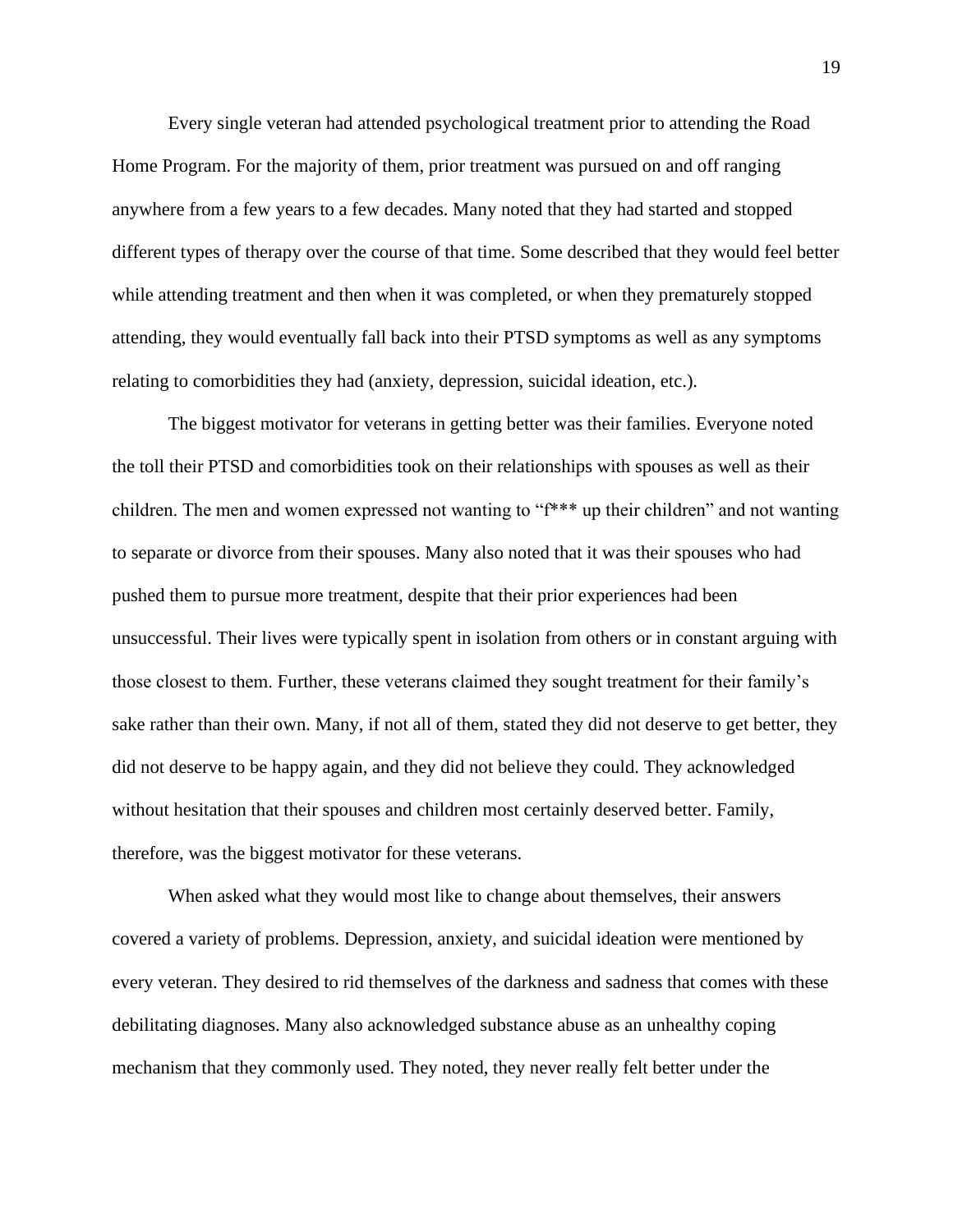Every single veteran had attended psychological treatment prior to attending the Road Home Program. For the majority of them, prior treatment was pursued on and off ranging anywhere from a few years to a few decades. Many noted that they had started and stopped different types of therapy over the course of that time. Some described that they would feel better while attending treatment and then when it was completed, or when they prematurely stopped attending, they would eventually fall back into their PTSD symptoms as well as any symptoms relating to comorbidities they had (anxiety, depression, suicidal ideation, etc.).

The biggest motivator for veterans in getting better was their families. Everyone noted the toll their PTSD and comorbidities took on their relationships with spouses as well as their children. The men and women expressed not wanting to "f*** up their children" and not wanting to separate or divorce from their spouses. Many also noted that it was their spouses who had pushed them to pursue more treatment, despite that their prior experiences had been unsuccessful. Their lives were typically spent in isolation from others or in constant arguing with those closest to them. Further, these veterans claimed they sought treatment for their family's sake rather than their own. Many, if not all of them, stated they did not deserve to get better, they did not deserve to be happy again, and they did not believe they could. They acknowledged without hesitation that their spouses and children most certainly deserved better. Family, therefore, was the biggest motivator for these veterans.

When asked what they would most like to change about themselves, their answers covered a variety of problems. Depression, anxiety, and suicidal ideation were mentioned by every veteran. They desired to rid themselves of the darkness and sadness that comes with these debilitating diagnoses. Many also acknowledged substance abuse as an unhealthy coping mechanism that they commonly used. They noted, they never really felt better under the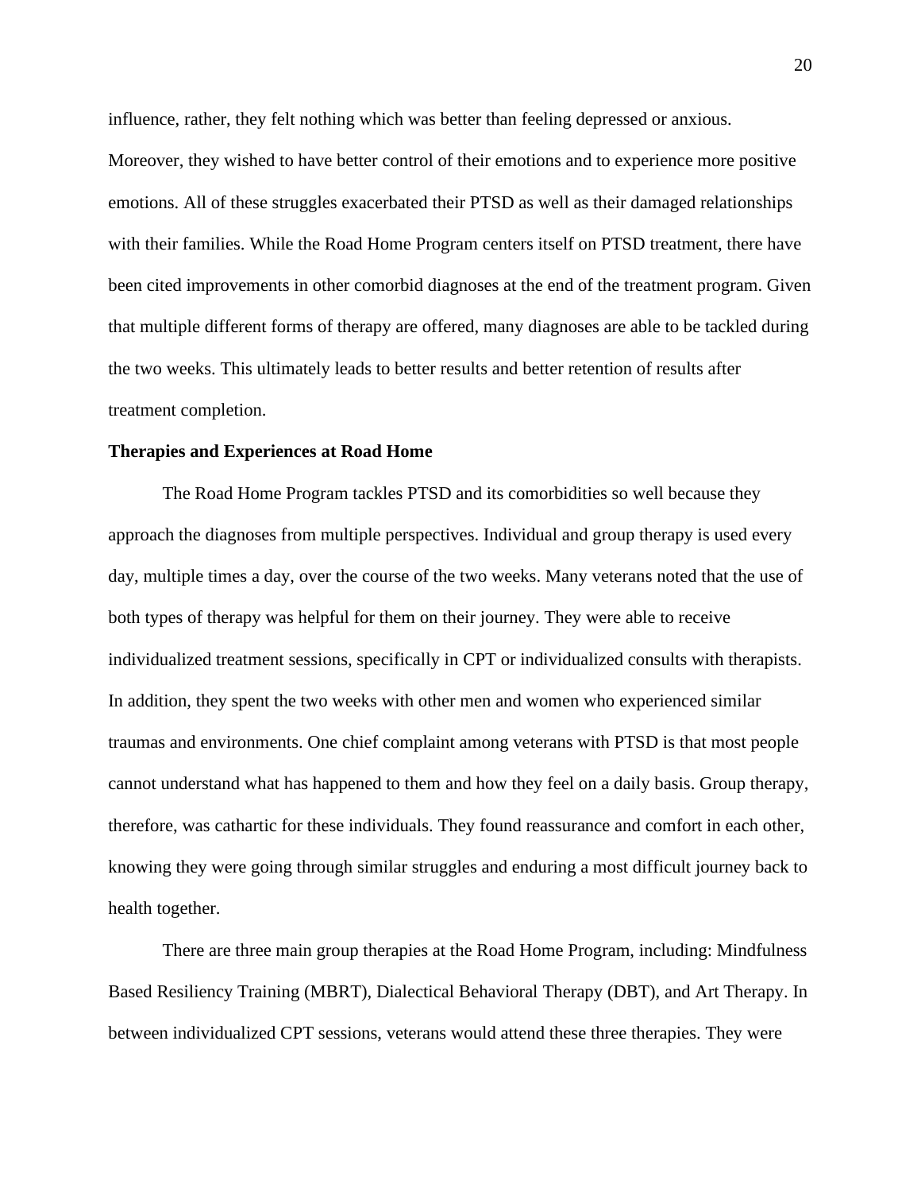influence, rather, they felt nothing which was better than feeling depressed or anxious. Moreover, they wished to have better control of their emotions and to experience more positive emotions. All of these struggles exacerbated their PTSD as well as their damaged relationships with their families. While the Road Home Program centers itself on PTSD treatment, there have been cited improvements in other comorbid diagnoses at the end of the treatment program. Given that multiple different forms of therapy are offered, many diagnoses are able to be tackled during the two weeks. This ultimately leads to better results and better retention of results after treatment completion.

**Therapies and Experiences at Road Home**

The Road Home Program tackles PTSD and its comorbidities so well because they approach the diagnoses from multiple perspectives. Individual and group therapy is used every day, multiple times a day, over the course of the two weeks. Many veterans noted that the use of both types of therapy was helpful for them on their journey. They were able to receive individualized treatment sessions, specifically in CPT or individualized consults with therapists. In addition, they spent the two weeks with other men and women who experienced similar traumas and environments. One chief complaint among veterans with PTSD is that most people cannot understand what has happened to them and how they feel on a daily basis. Group therapy, therefore, was cathartic for these individuals. They found reassurance and comfort in each other, knowing they were going through similar struggles and enduring a most difficult journey back to health together.

There are three main group therapies at the Road Home Program, including: Mindfulness Based Resiliency Training (MBRT), Dialectical Behavioral Therapy (DBT), and Art Therapy. In between individualized CPT sessions, veterans would attend these three therapies. They were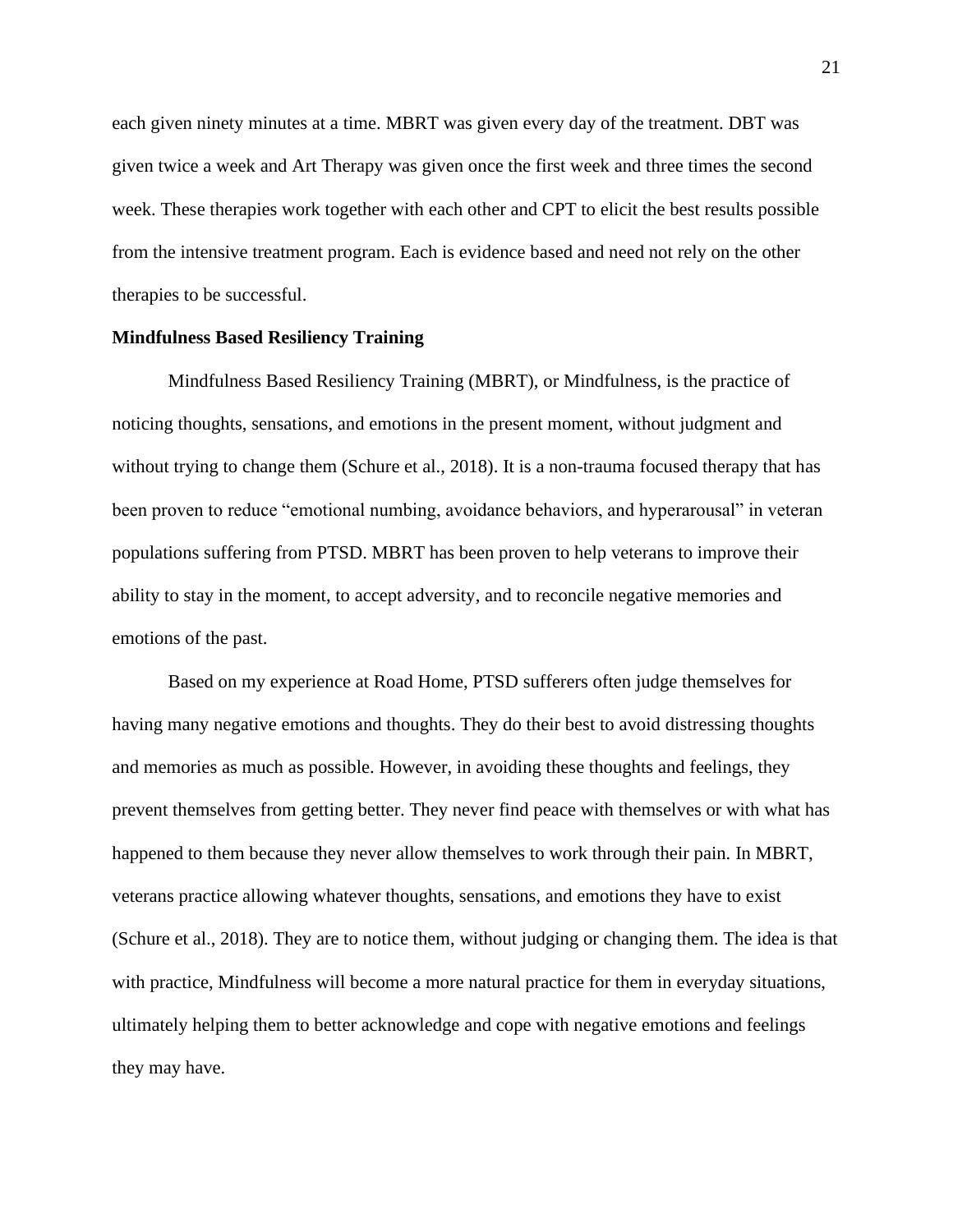each given ninety minutes at a time. MBRT was given every day of the treatment. DBT was given twice a week and Art Therapy was given once the first week and three times the second week. These therapies work together with each other and CPT to elicit the best results possible from the intensive treatment program. Each is evidence based and need not rely on the other therapies to be successful.

**Mindfulness Based Resiliency Training**

Mindfulness Based Resiliency Training (MBRT), or Mindfulness, is the practice of noticing thoughts, sensations, and emotions in the present moment, without judgment and without trying to change them (Schure et al., 2018). It is a non-trauma focused therapy that has been proven to reduce "emotional numbing, avoidance behaviors, and hyperarousal" in veteran populations suffering from PTSD. MBRT has been proven to help veterans to improve their ability to stay in the moment, to accept adversity, and to reconcile negative memories and emotions of the past.

Based on my experience at Road Home, PTSD sufferers often judge themselves for having many negative emotions and thoughts. They do their best to avoid distressing thoughts and memories as much as possible. However, in avoiding these thoughts and feelings, they prevent themselves from getting better. They never find peace with themselves or with what has happened to them because they never allow themselves to work through their pain. In MBRT, veterans practice allowing whatever thoughts, sensations, and emotions they have to exist (Schure et al., 2018). They are to notice them, without judging or changing them. The idea is that with practice, Mindfulness will become a more natural practice for them in everyday situations, ultimately helping them to better acknowledge and cope with negative emotions and feelings they may have.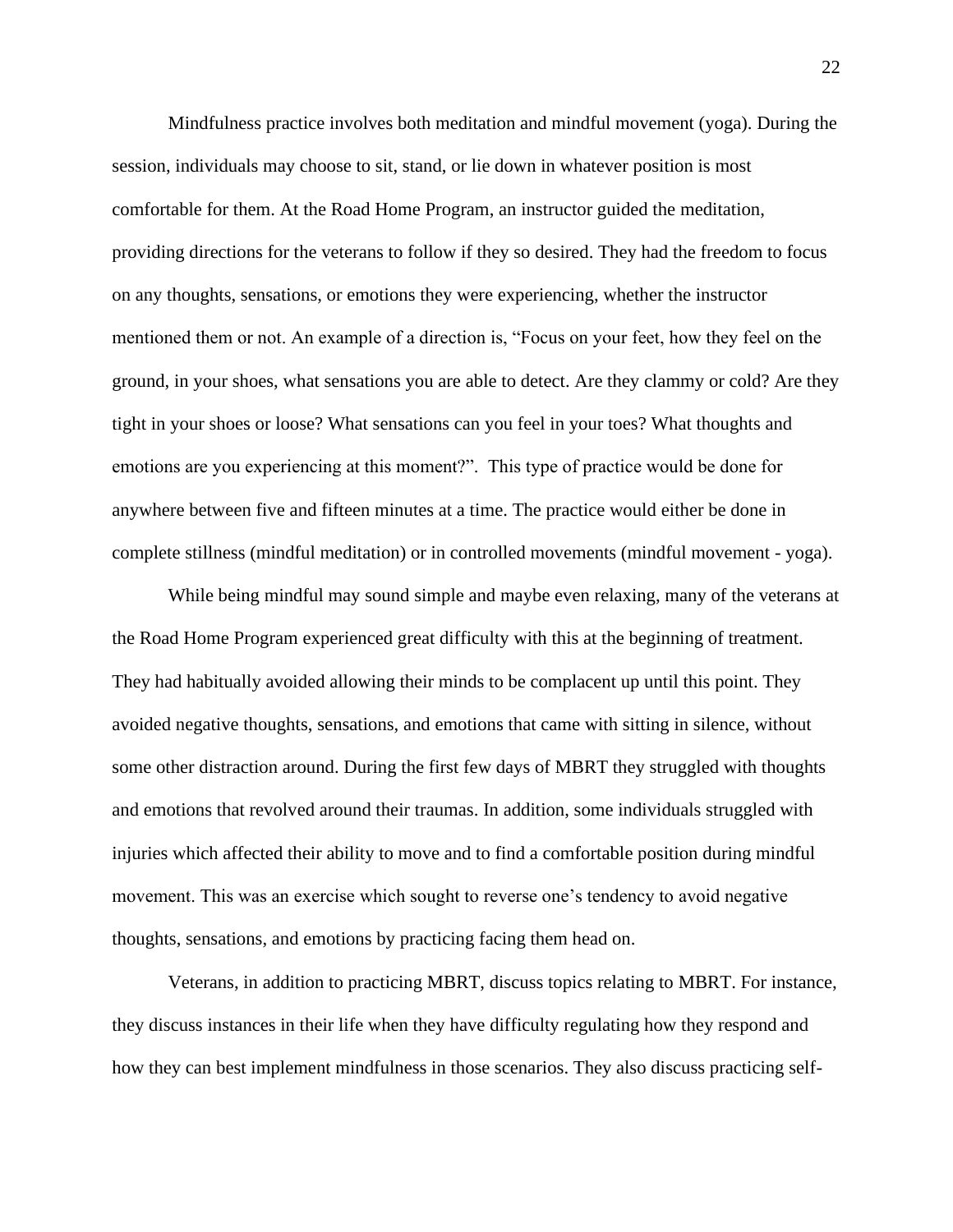Mindfulness practice involves both meditation and mindful movement (yoga). During the session, individuals may choose to sit, stand, or lie down in whatever position is most comfortable for them. At the Road Home Program, an instructor guided the meditation, providing directions for the veterans to follow if they so desired. They had the freedom to focus on any thoughts, sensations, or emotions they were experiencing, whether the instructor mentioned them or not. An example of a direction is, "Focus on your feet, how they feel on the ground, in your shoes, what sensations you are able to detect. Are they clammy or cold? Are they tight in your shoes or loose? What sensations can you feel in your toes? What thoughts and emotions are you experiencing at this moment?". This type of practice would be done for anywhere between five and fifteen minutes at a time. The practice would either be done in complete stillness (mindful meditation) or in controlled movements (mindful movement - yoga).

While being mindful may sound simple and maybe even relaxing, many of the veterans at the Road Home Program experienced great difficulty with this at the beginning of treatment. They had habitually avoided allowing their minds to be complacent up until this point. They avoided negative thoughts, sensations, and emotions that came with sitting in silence, without some other distraction around. During the first few days of MBRT they struggled with thoughts and emotions that revolved around their traumas. In addition, some individuals struggled with injuries which affected their ability to move and to find a comfortable position during mindful movement. This was an exercise which sought to reverse one's tendency to avoid negative thoughts, sensations, and emotions by practicing facing them head on.

Veterans, in addition to practicing MBRT, discuss topics relating to MBRT. For instance, they discuss instances in their life when they have difficulty regulating how they respond and how they can best implement mindfulness in those scenarios. They also discuss practicing self-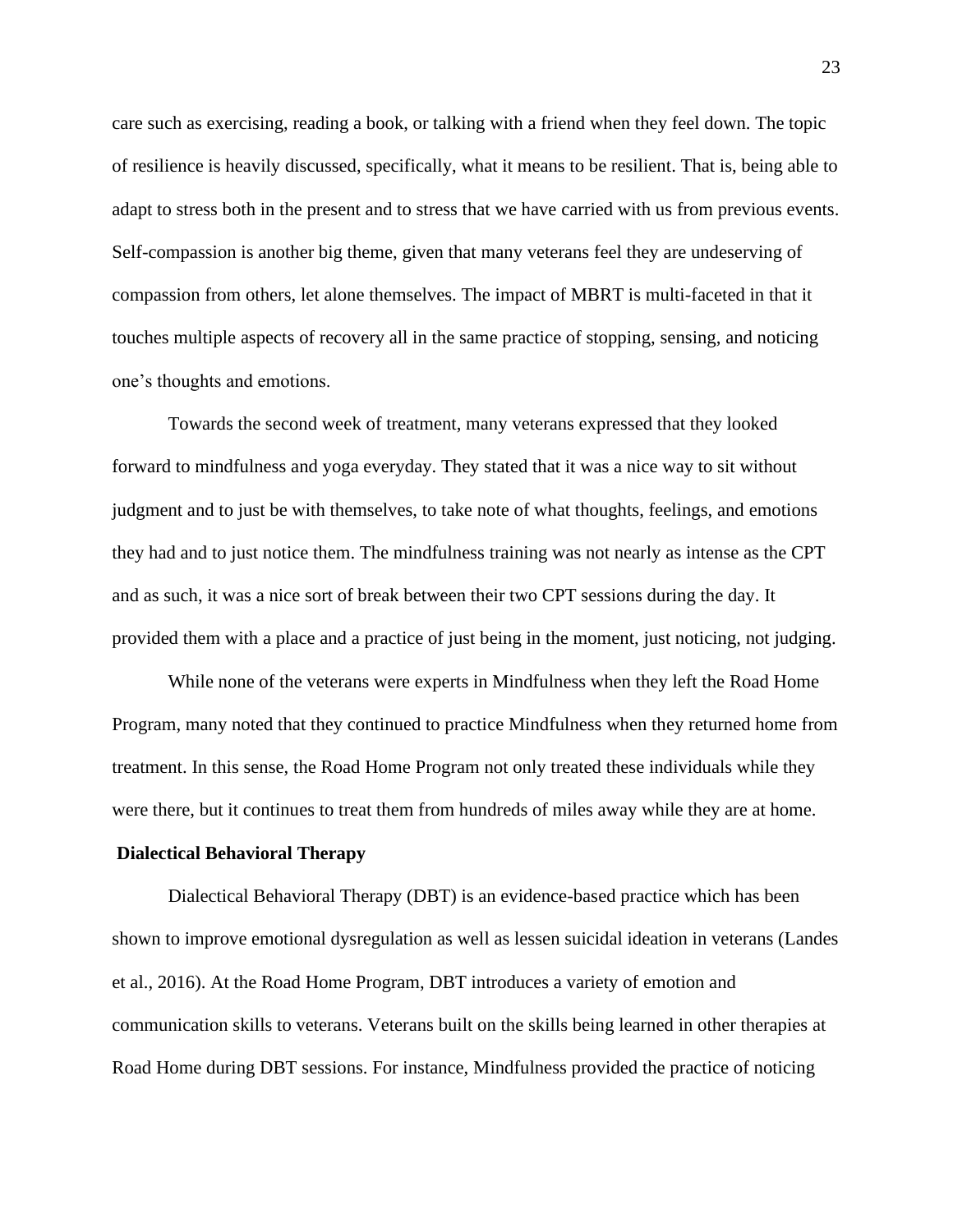care such as exercising, reading a book, or talking with a friend when they feel down. The topic of resilience is heavily discussed, specifically, what it means to be resilient. That is, being able to adapt to stress both in the present and to stress that we have carried with us from previous events. Self-compassion is another big theme, given that many veterans feel they are undeserving of compassion from others, let alone themselves. The impact of MBRT is multi-faceted in that it touches multiple aspects of recovery all in the same practice of stopping, sensing, and noticing one's thoughts and emotions.

Towards the second week of treatment, many veterans expressed that they looked forward to mindfulness and yoga everyday. They stated that it was a nice way to sit without judgment and to just be with themselves, to take note of what thoughts, feelings, and emotions they had and to just notice them. The mindfulness training was not nearly as intense as the CPT and as such, it was a nice sort of break between their two CPT sessions during the day. It provided them with a place and a practice of just being in the moment, just noticing, not judging.

While none of the veterans were experts in Mindfulness when they left the Road Home Program, many noted that they continued to practice Mindfulness when they returned home from treatment. In this sense, the Road Home Program not only treated these individuals while they were there, but it continues to treat them from hundreds of miles away while they are at home.

**Dialectical Behavioral Therapy**

Dialectical Behavioral Therapy (DBT) is an evidence-based practice which has been shown to improve emotional dysregulation as well as lessen suicidal ideation in veterans (Landes et al., 2016). At the Road Home Program, DBT introduces a variety of emotion and communication skills to veterans. Veterans built on the skills being learned in other therapies at Road Home during DBT sessions. For instance, Mindfulness provided the practice of noticing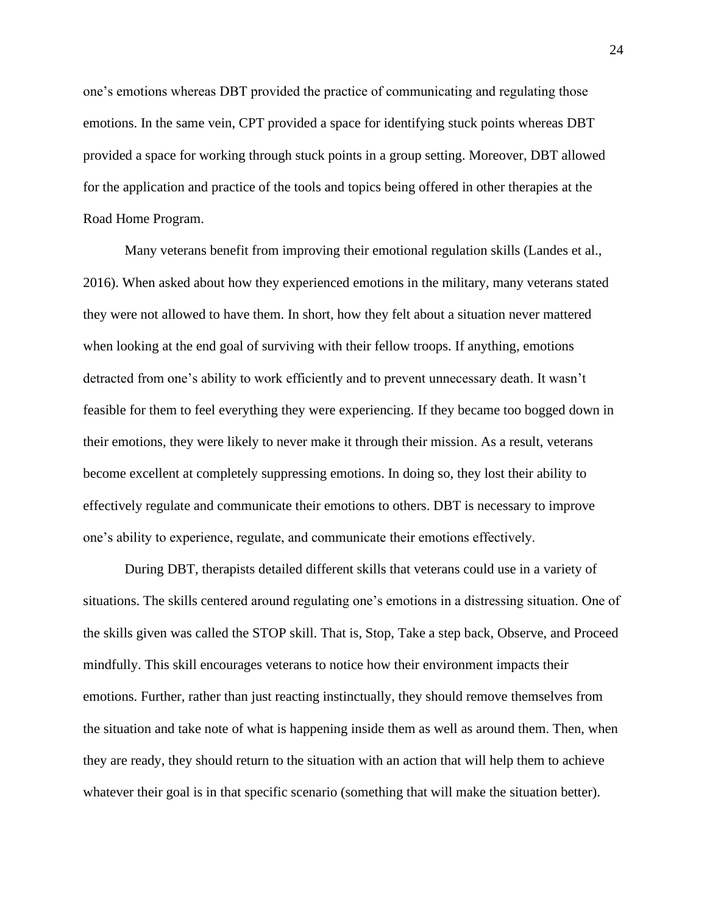one's emotions whereas DBT provided the practice of communicating and regulating those emotions. In the same vein, CPT provided a space for identifying stuck points whereas DBT provided a space for working through stuck points in a group setting. Moreover, DBT allowed for the application and practice of the tools and topics being offered in other therapies at the Road Home Program.

Many veterans benefit from improving their emotional regulation skills (Landes et al., 2016). When asked about how they experienced emotions in the military, many veterans stated they were not allowed to have them. In short, how they felt about a situation never mattered when looking at the end goal of surviving with their fellow troops. If anything, emotions detracted from one's ability to work efficiently and to prevent unnecessary death. It wasn't feasible for them to feel everything they were experiencing. If they became too bogged down in their emotions, they were likely to never make it through their mission. As a result, veterans become excellent at completely suppressing emotions. In doing so, they lost their ability to effectively regulate and communicate their emotions to others. DBT is necessary to improve one's ability to experience, regulate, and communicate their emotions effectively.

During DBT, therapists detailed different skills that veterans could use in a variety of situations. The skills centered around regulating one's emotions in a distressing situation. One of the skills given was called the STOP skill. That is, Stop, Take a step back, Observe, and Proceed mindfully. This skill encourages veterans to notice how their environment impacts their emotions. Further, rather than just reacting instinctually, they should remove themselves from the situation and take note of what is happening inside them as well as around them. Then, when they are ready, they should return to the situation with an action that will help them to achieve whatever their goal is in that specific scenario (something that will make the situation better).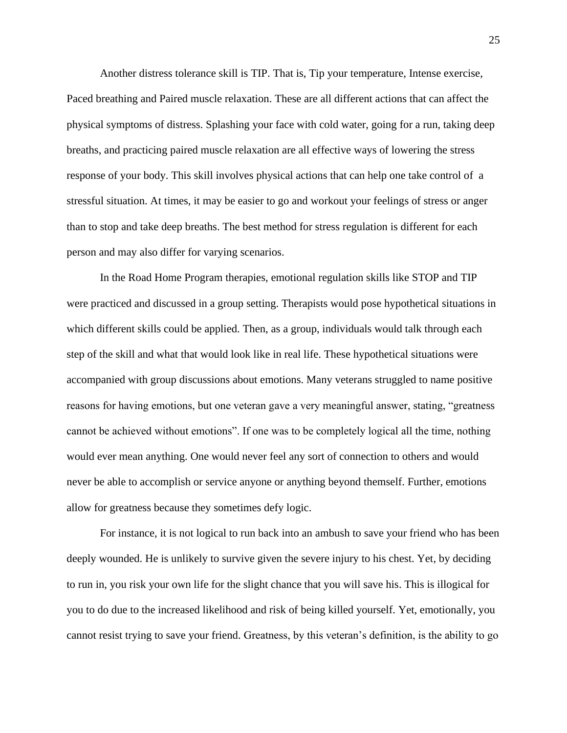Another distress tolerance skill is TIP. That is, Tip your temperature, Intense exercise, Paced breathing and Paired muscle relaxation. These are all different actions that can affect the physical symptoms of distress. Splashing your face with cold water, going for a run, taking deep breaths, and practicing paired muscle relaxation are all effective ways of lowering the stress response of your body. This skill involves physical actions that can help one take control of  a stressful situation. At times, it may be easier to go and workout your feelings of stress or anger than to stop and take deep breaths. The best method for stress regulation is different for each person and may also differ for varying scenarios.

In the Road Home Program therapies, emotional regulation skills like STOP and TIP were practiced and discussed in a group setting. Therapists would pose hypothetical situations in which different skills could be applied. Then, as a group, individuals would talk through each step of the skill and what that would look like in real life. These hypothetical situations were accompanied with group discussions about emotions. Many veterans struggled to name positive reasons for having emotions, but one veteran gave a very meaningful answer, stating, "greatness cannot be achieved without emotions". If one was to be completely logical all the time, nothing would ever mean anything. One would never feel any sort of connection to others and would never be able to accomplish or service anyone or anything beyond themself. Further, emotions allow for greatness because they sometimes defy logic.

For instance, it is not logical to run back into an ambush to save your friend who has been deeply wounded. He is unlikely to survive given the severe injury to his chest. Yet, by deciding to run in, you risk your own life for the slight chance that you will save his. This is illogical for you to do due to the increased likelihood and risk of being killed yourself. Yet, emotionally, you cannot resist trying to save your friend. Greatness, by this veteran's definition, is the ability to go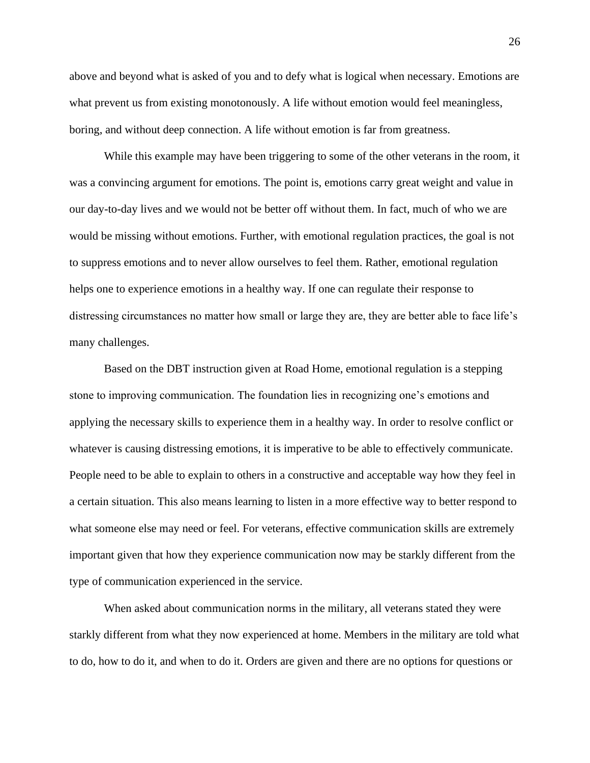above and beyond what is asked of you and to defy what is logical when necessary. Emotions are what prevent us from existing monotonously. A life without emotion would feel meaningless, boring, and without deep connection. A life without emotion is far from greatness.

While this example may have been triggering to some of the other veterans in the room, it was a convincing argument for emotions. The point is, emotions carry great weight and value in our day-to-day lives and we would not be better off without them. In fact, much of who we are would be missing without emotions. Further, with emotional regulation practices, the goal is not to suppress emotions and to never allow ourselves to feel them. Rather, emotional regulation helps one to experience emotions in a healthy way. If one can regulate their response to distressing circumstances no matter how small or large they are, they are better able to face life's many challenges.

Based on the DBT instruction given at Road Home, emotional regulation is a stepping stone to improving communication. The foundation lies in recognizing one's emotions and applying the necessary skills to experience them in a healthy way. In order to resolve conflict or whatever is causing distressing emotions, it is imperative to be able to effectively communicate. People need to be able to explain to others in a constructive and acceptable way how they feel in a certain situation. This also means learning to listen in a more effective way to better respond to what someone else may need or feel. For veterans, effective communication skills are extremely important given that how they experience communication now may be starkly different from the type of communication experienced in the service.

When asked about communication norms in the military, all veterans stated they were starkly different from what they now experienced at home. Members in the military are told what to do, how to do it, and when to do it. Orders are given and there are no options for questions or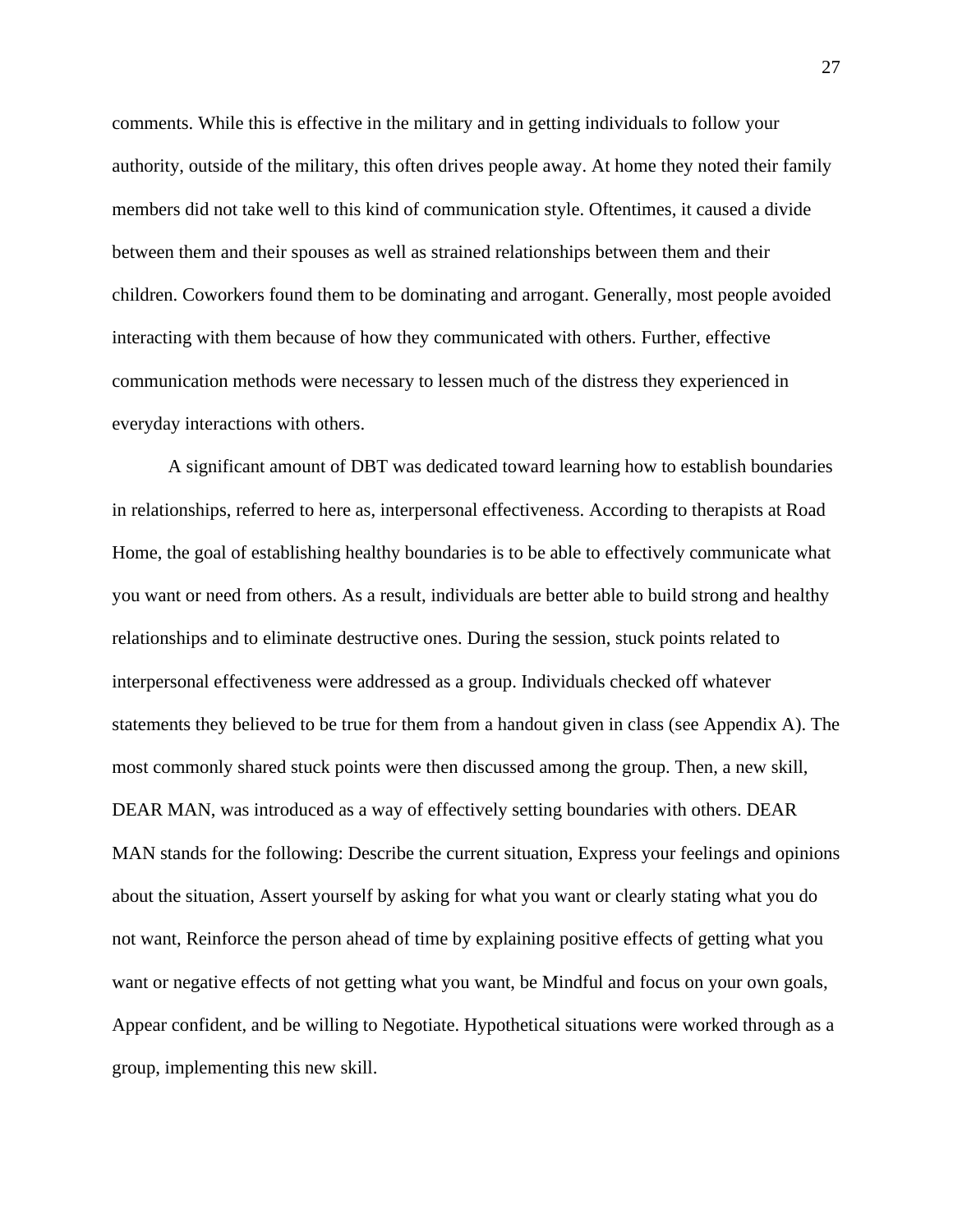comments. While this is effective in the military and in getting individuals to follow your authority, outside of the military, this often drives people away. At home they noted their family members did not take well to this kind of communication style. Oftentimes, it caused a divide between them and their spouses as well as strained relationships between them and their children. Coworkers found them to be dominating and arrogant. Generally, most people avoided interacting with them because of how they communicated with others. Further, effective communication methods were necessary to lessen much of the distress they experienced in everyday interactions with others.

A significant amount of DBT was dedicated toward learning how to establish boundaries in relationships, referred to here as, interpersonal effectiveness. According to therapists at Road Home, the goal of establishing healthy boundaries is to be able to effectively communicate what you want or need from others. As a result, individuals are better able to build strong and healthy relationships and to eliminate destructive ones. During the session, stuck points related to interpersonal effectiveness were addressed as a group. Individuals checked off whatever statements they believed to be true for them from a handout given in class (see Appendix A). The most commonly shared stuck points were then discussed among the group. Then, a new skill, DEAR MAN, was introduced as a way of effectively setting boundaries with others. DEAR MAN stands for the following: Describe the current situation, Express your feelings and opinions about the situation, Assert yourself by asking for what you want or clearly stating what you do not want, Reinforce the person ahead of time by explaining positive effects of getting what you want or negative effects of not getting what you want, be Mindful and focus on your own goals, Appear confident, and be willing to Negotiate. Hypothetical situations were worked through as a group, implementing this new skill.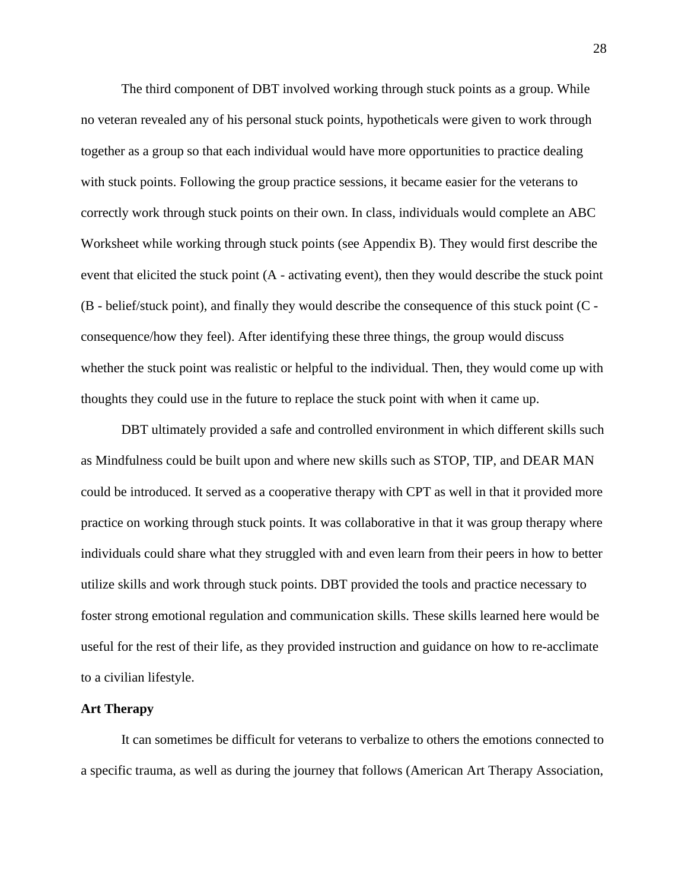The third component of DBT involved working through stuck points as a group. While no veteran revealed any of his personal stuck points, hypotheticals were given to work through together as a group so that each individual would have more opportunities to practice dealing with stuck points. Following the group practice sessions, it became easier for the veterans to correctly work through stuck points on their own. In class, individuals would complete an ABC Worksheet while working through stuck points (see Appendix B). They would first describe the event that elicited the stuck point (A - activating event), then they would describe the stuck point (B - belief/stuck point), and finally they would describe the consequence of this stuck point (C - consequence/how they feel). After identifying these three things, the group would discuss whether the stuck point was realistic or helpful to the individual. Then, they would come up with thoughts they could use in the future to replace the stuck point with when it came up.

DBT ultimately provided a safe and controlled environment in which different skills such as Mindfulness could be built upon and where new skills such as STOP, TIP, and DEAR MAN could be introduced. It served as a cooperative therapy with CPT as well in that it provided more practice on working through stuck points. It was collaborative in that it was group therapy where individuals could share what they struggled with and even learn from their peers in how to better utilize skills and work through stuck points. DBT provided the tools and practice necessary to foster strong emotional regulation and communication skills. These skills learned here would be useful for the rest of their life, as they provided instruction and guidance on how to re-acclimate to a civilian lifestyle.

**Art Therapy**

It can sometimes be difficult for veterans to verbalize to others the emotions connected to a specific trauma, as well as during the journey that follows (American Art Therapy Association,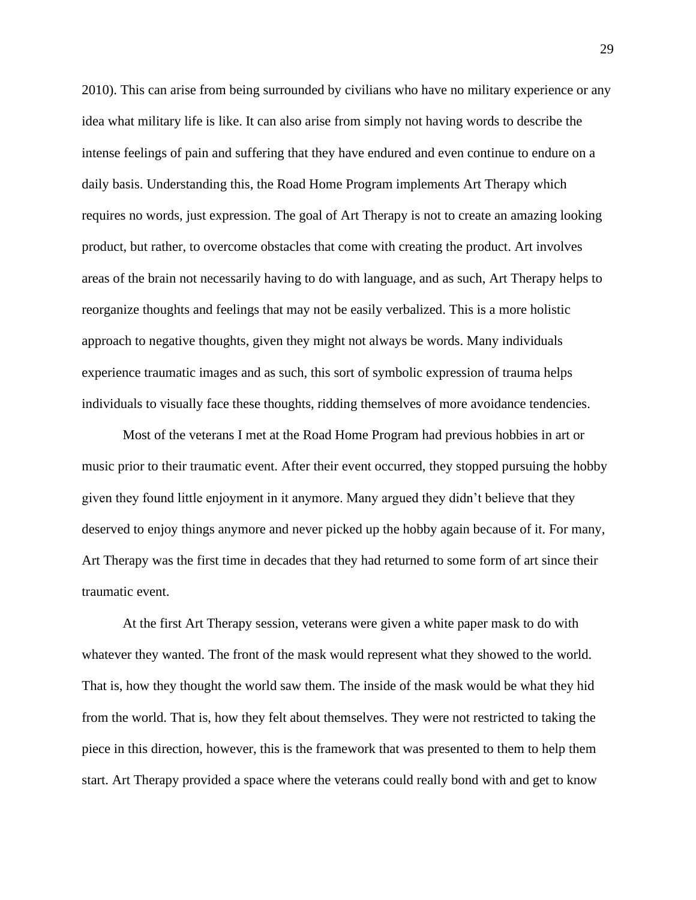2010). This can arise from being surrounded by civilians who have no military experience or any idea what military life is like. It can also arise from simply not having words to describe the intense feelings of pain and suffering that they have endured and even continue to endure on a daily basis. Understanding this, the Road Home Program implements Art Therapy which requires no words, just expression. The goal of Art Therapy is not to create an amazing looking product, but rather, to overcome obstacles that come with creating the product. Art involves areas of the brain not necessarily having to do with language, and as such, Art Therapy helps to reorganize thoughts and feelings that may not be easily verbalized. This is a more holistic approach to negative thoughts, given they might not always be words. Many individuals experience traumatic images and as such, this sort of symbolic expression of trauma helps individuals to visually face these thoughts, ridding themselves of more avoidance tendencies.

Most of the veterans I met at the Road Home Program had previous hobbies in art or music prior to their traumatic event. After their event occurred, they stopped pursuing the hobby given they found little enjoyment in it anymore. Many argued they didn't believe that they deserved to enjoy things anymore and never picked up the hobby again because of it. For many, Art Therapy was the first time in decades that they had returned to some form of art since their traumatic event.

At the first Art Therapy session, veterans were given a white paper mask to do with whatever they wanted. The front of the mask would represent what they showed to the world. That is, how they thought the world saw them. The inside of the mask would be what they hid from the world. That is, how they felt about themselves. They were not restricted to taking the piece in this direction, however, this is the framework that was presented to them to help them start. Art Therapy provided a space where the veterans could really bond with and get to know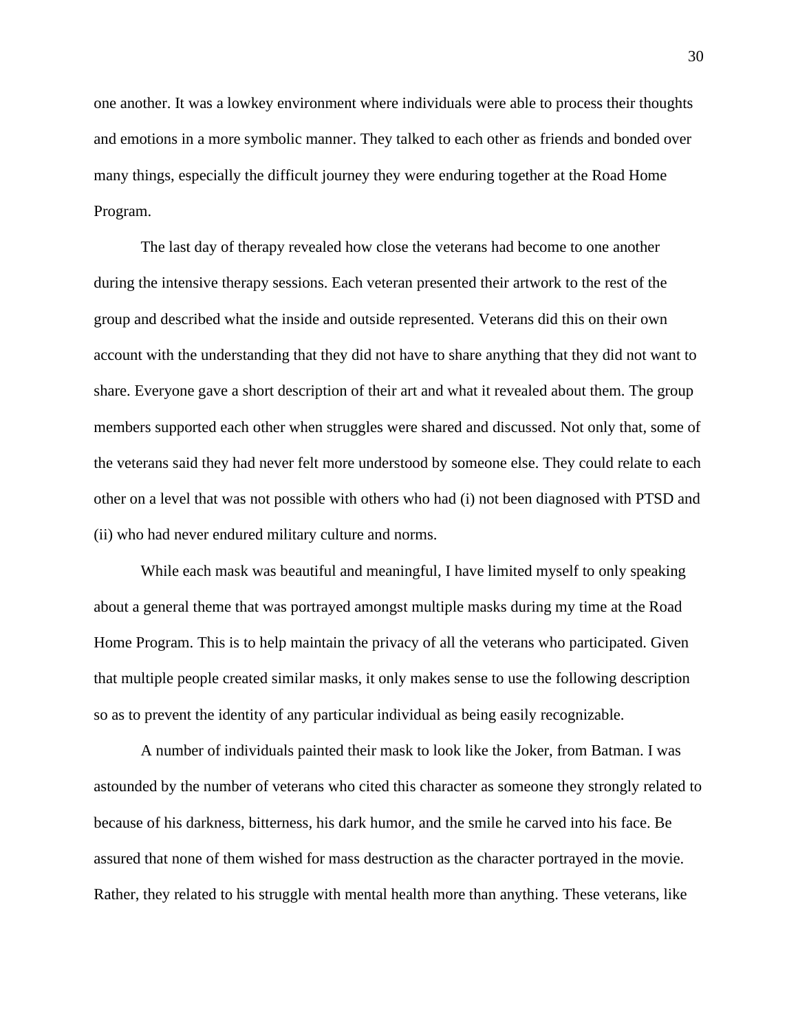one another. It was a lowkey environment where individuals were able to process their thoughts and emotions in a more symbolic manner. They talked to each other as friends and bonded over many things, especially the difficult journey they were enduring together at the Road Home Program.

The last day of therapy revealed how close the veterans had become to one another during the intensive therapy sessions. Each veteran presented their artwork to the rest of the group and described what the inside and outside represented. Veterans did this on their own account with the understanding that they did not have to share anything that they did not want to share. Everyone gave a short description of their art and what it revealed about them. The group members supported each other when struggles were shared and discussed. Not only that, some of the veterans said they had never felt more understood by someone else. They could relate to each other on a level that was not possible with others who had (i) not been diagnosed with PTSD and (ii) who had never endured military culture and norms.

While each mask was beautiful and meaningful, I have limited myself to only speaking about a general theme that was portrayed amongst multiple masks during my time at the Road Home Program. This is to help maintain the privacy of all the veterans who participated. Given that multiple people created similar masks, it only makes sense to use the following description so as to prevent the identity of any particular individual as being easily recognizable.

A number of individuals painted their mask to look like the Joker, from Batman. I was astounded by the number of veterans who cited this character as someone they strongly related to because of his darkness, bitterness, his dark humor, and the smile he carved into his face. Be assured that none of them wished for mass destruction as the character portrayed in the movie. Rather, they related to his struggle with mental health more than anything. These veterans, like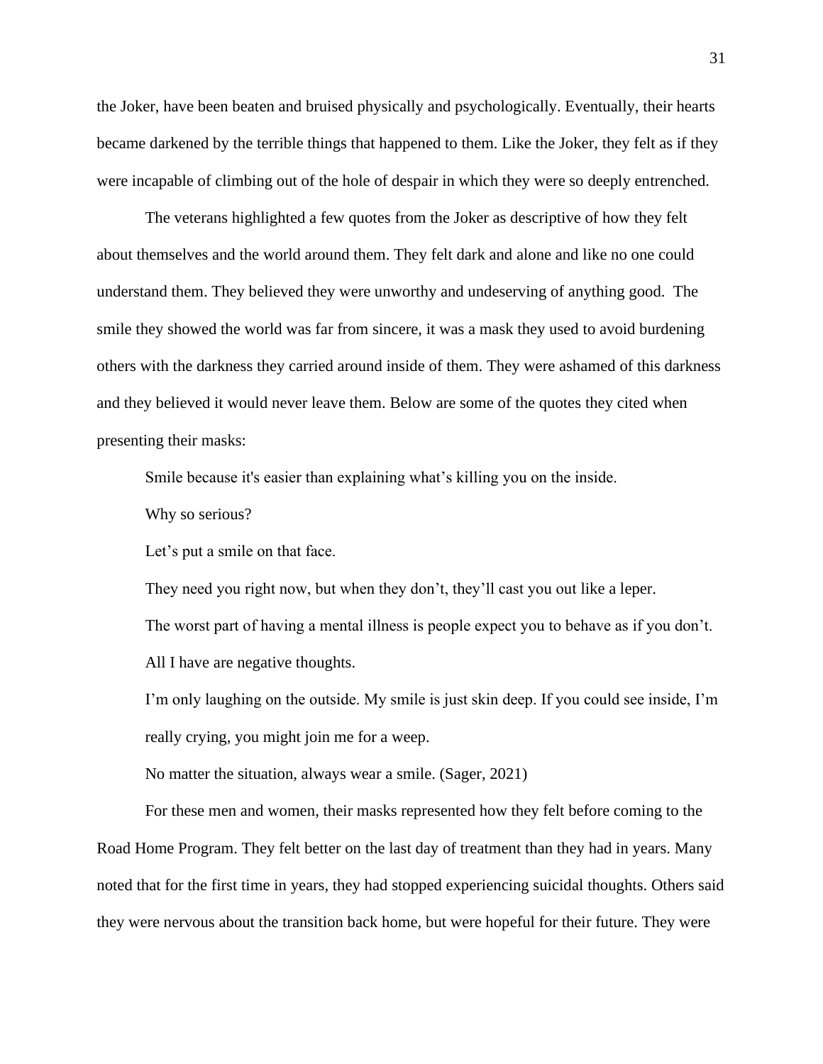the Joker, have been beaten and bruised physically and psychologically. Eventually, their hearts became darkened by the terrible things that happened to them. Like the Joker, they felt as if they were incapable of climbing out of the hole of despair in which they were so deeply entrenched.

The veterans highlighted a few quotes from the Joker as descriptive of how they felt about themselves and the world around them. They felt dark and alone and like no one could understand them. They believed they were unworthy and undeserving of anything good. The smile they showed the world was far from sincere, it was a mask they used to avoid burdening others with the darkness they carried around inside of them. They were ashamed of this darkness and they believed it would never leave them. Below are some of the quotes they cited when presenting their masks:

> Smile because it's easier than explaining what's killing you on the inside.
>
> Why so serious?
>
> Let's put a smile on that face.
>
> They need you right now, but when they don't, they'll cast you out like a leper.
>
> The worst part of having a mental illness is people expect you to behave as if you don't.
>
> All I have are negative thoughts.
>
> I'm only laughing on the outside. My smile is just skin deep. If you could see inside, I'm really crying, you might join me for a weep.
>
> No matter the situation, always wear a smile. (Sager, 2021)

For these men and women, their masks represented how they felt before coming to the Road Home Program. They felt better on the last day of treatment than they had in years. Many noted that for the first time in years, they had stopped experiencing suicidal thoughts. Others said they were nervous about the transition back home, but were hopeful for their future. They were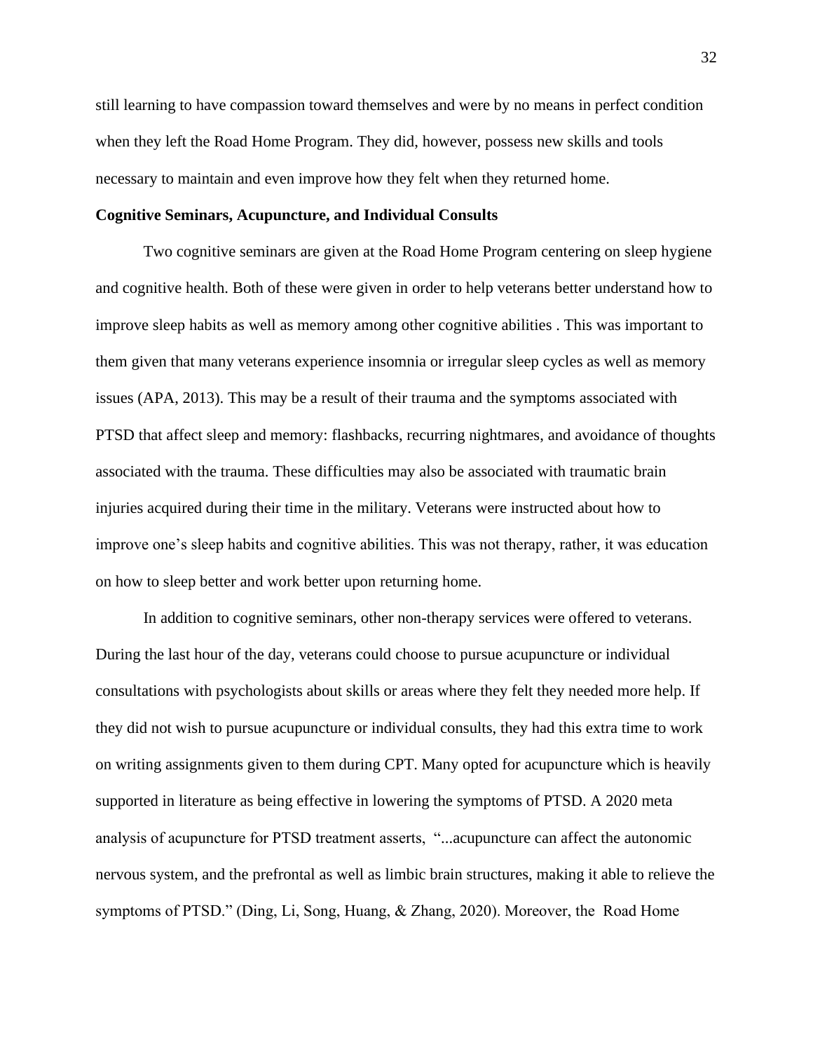still learning to have compassion toward themselves and were by no means in perfect condition when they left the Road Home Program. They did, however, possess new skills and tools necessary to maintain and even improve how they felt when they returned home.

**Cognitive Seminars, Acupuncture, and Individual Consults**

Two cognitive seminars are given at the Road Home Program centering on sleep hygiene and cognitive health. Both of these were given in order to help veterans better understand how to improve sleep habits as well as memory among other cognitive abilities . This was important to them given that many veterans experience insomnia or irregular sleep cycles as well as memory issues (APA, 2013). This may be a result of their trauma and the symptoms associated with PTSD that affect sleep and memory: flashbacks, recurring nightmares, and avoidance of thoughts associated with the trauma. These difficulties may also be associated with traumatic brain injuries acquired during their time in the military. Veterans were instructed about how to improve one's sleep habits and cognitive abilities. This was not therapy, rather, it was education on how to sleep better and work better upon returning home.

In addition to cognitive seminars, other non-therapy services were offered to veterans. During the last hour of the day, veterans could choose to pursue acupuncture or individual consultations with psychologists about skills or areas where they felt they needed more help. If they did not wish to pursue acupuncture or individual consults, they had this extra time to work on writing assignments given to them during CPT. Many opted for acupuncture which is heavily supported in literature as being effective in lowering the symptoms of PTSD. A 2020 meta analysis of acupuncture for PTSD treatment asserts, "...acupuncture can affect the autonomic nervous system, and the prefrontal as well as limbic brain structures, making it able to relieve the symptoms of PTSD." (Ding, Li, Song, Huang, & Zhang, 2020). Moreover, the Road Home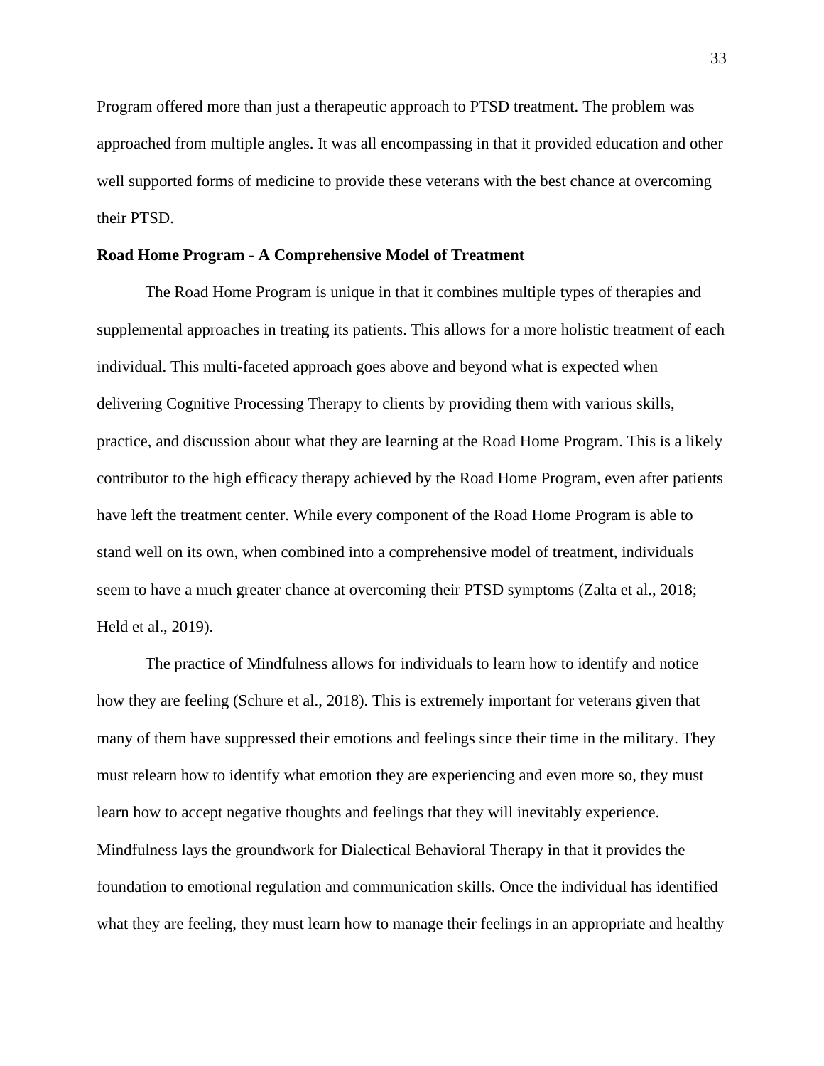Program offered more than just a therapeutic approach to PTSD treatment. The problem was approached from multiple angles. It was all encompassing in that it provided education and other well supported forms of medicine to provide these veterans with the best chance at overcoming their PTSD.

**Road Home Program - A Comprehensive Model of Treatment**

The Road Home Program is unique in that it combines multiple types of therapies and supplemental approaches in treating its patients. This allows for a more holistic treatment of each individual. This multi-faceted approach goes above and beyond what is expected when delivering Cognitive Processing Therapy to clients by providing them with various skills, practice, and discussion about what they are learning at the Road Home Program. This is a likely contributor to the high efficacy therapy achieved by the Road Home Program, even after patients have left the treatment center. While every component of the Road Home Program is able to stand well on its own, when combined into a comprehensive model of treatment, individuals seem to have a much greater chance at overcoming their PTSD symptoms (Zalta et al., 2018; Held et al., 2019).

The practice of Mindfulness allows for individuals to learn how to identify and notice how they are feeling (Schure et al., 2018). This is extremely important for veterans given that many of them have suppressed their emotions and feelings since their time in the military. They must relearn how to identify what emotion they are experiencing and even more so, they must learn how to accept negative thoughts and feelings that they will inevitably experience. Mindfulness lays the groundwork for Dialectical Behavioral Therapy in that it provides the foundation to emotional regulation and communication skills. Once the individual has identified what they are feeling, they must learn how to manage their feelings in an appropriate and healthy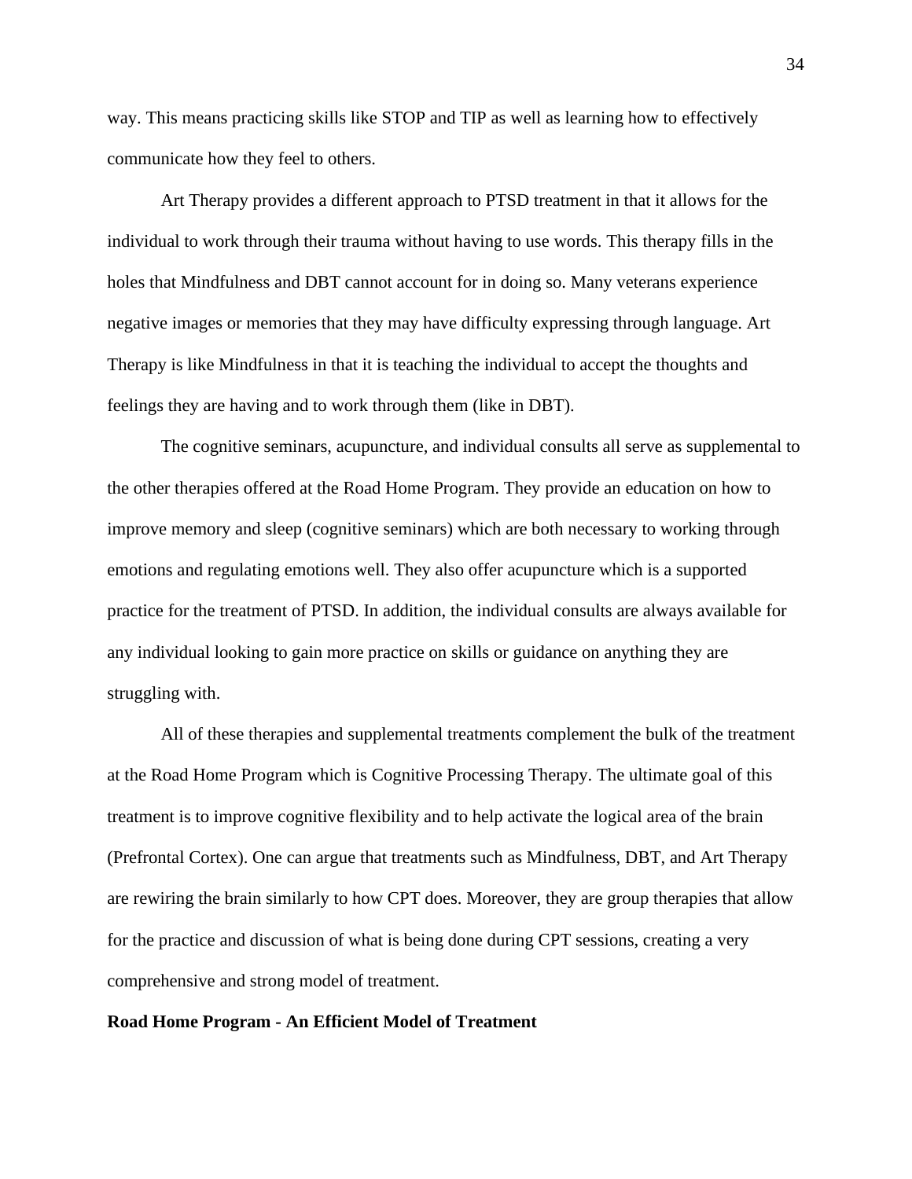way. This means practicing skills like STOP and TIP as well as learning how to effectively communicate how they feel to others.

Art Therapy provides a different approach to PTSD treatment in that it allows for the individual to work through their trauma without having to use words. This therapy fills in the holes that Mindfulness and DBT cannot account for in doing so. Many veterans experience negative images or memories that they may have difficulty expressing through language. Art Therapy is like Mindfulness in that it is teaching the individual to accept the thoughts and feelings they are having and to work through them (like in DBT).

The cognitive seminars, acupuncture, and individual consults all serve as supplemental to the other therapies offered at the Road Home Program. They provide an education on how to improve memory and sleep (cognitive seminars) which are both necessary to working through emotions and regulating emotions well. They also offer acupuncture which is a supported practice for the treatment of PTSD. In addition, the individual consults are always available for any individual looking to gain more practice on skills or guidance on anything they are struggling with.

All of these therapies and supplemental treatments complement the bulk of the treatment at the Road Home Program which is Cognitive Processing Therapy. The ultimate goal of this treatment is to improve cognitive flexibility and to help activate the logical area of the brain (Prefrontal Cortex). One can argue that treatments such as Mindfulness, DBT, and Art Therapy are rewiring the brain similarly to how CPT does. Moreover, they are group therapies that allow for the practice and discussion of what is being done during CPT sessions, creating a very comprehensive and strong model of treatment.

**Road Home Program - An Efficient Model of Treatment**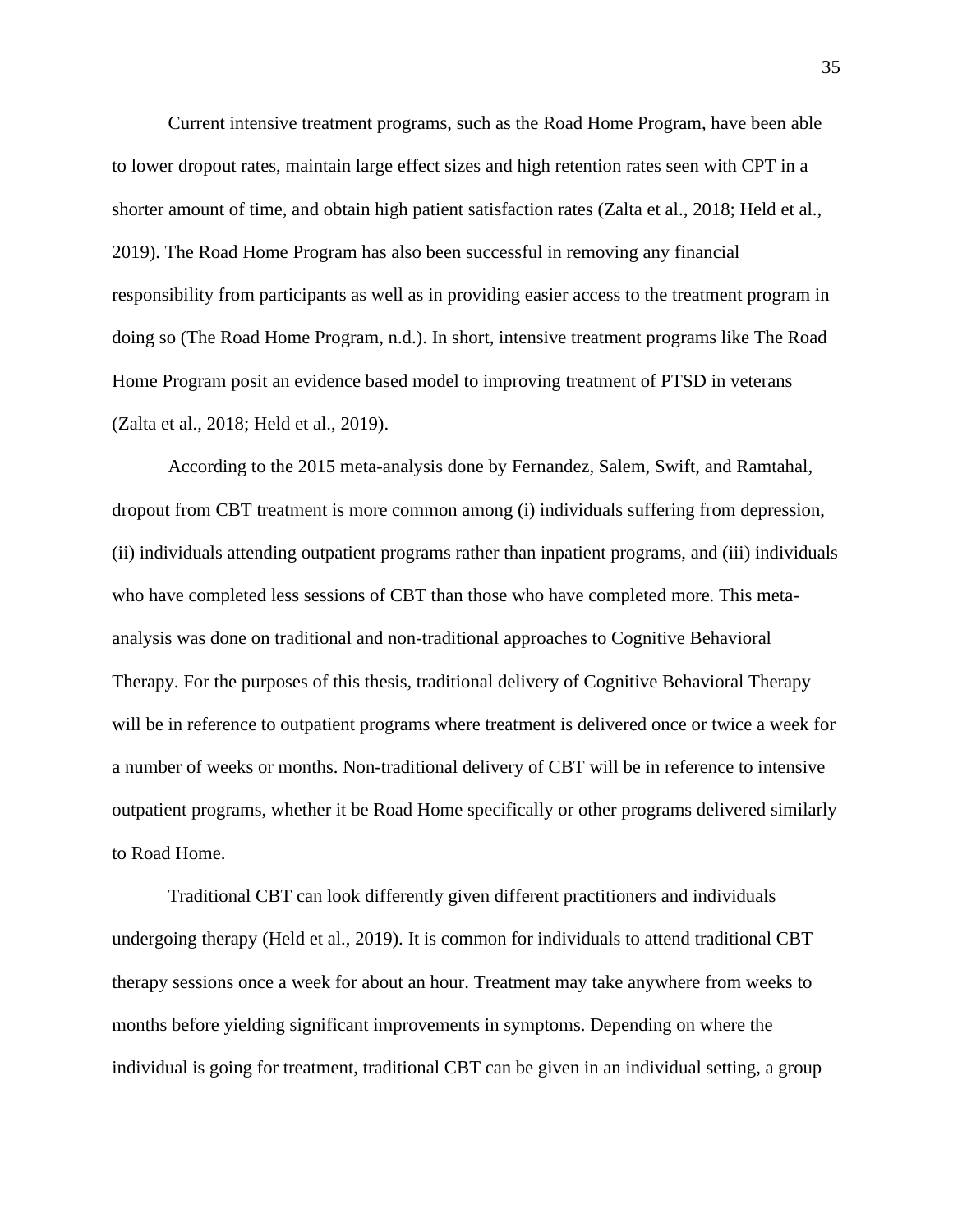Current intensive treatment programs, such as the Road Home Program, have been able to lower dropout rates, maintain large effect sizes and high retention rates seen with CPT in a shorter amount of time, and obtain high patient satisfaction rates (Zalta et al., 2018; Held et al., 2019). The Road Home Program has also been successful in removing any financial responsibility from participants as well as in providing easier access to the treatment program in doing so (The Road Home Program, n.d.). In short, intensive treatment programs like The Road Home Program posit an evidence based model to improving treatment of PTSD in veterans (Zalta et al., 2018; Held et al., 2019).

According to the 2015 meta-analysis done by Fernandez, Salem, Swift, and Ramtahal, dropout from CBT treatment is more common among (i) individuals suffering from depression, (ii) individuals attending outpatient programs rather than inpatient programs, and (iii) individuals who have completed less sessions of CBT than those who have completed more. This meta-analysis was done on traditional and non-traditional approaches to Cognitive Behavioral Therapy. For the purposes of this thesis, traditional delivery of Cognitive Behavioral Therapy will be in reference to outpatient programs where treatment is delivered once or twice a week for a number of weeks or months. Non-traditional delivery of CBT will be in reference to intensive outpatient programs, whether it be Road Home specifically or other programs delivered similarly to Road Home.

Traditional CBT can look differently given different practitioners and individuals undergoing therapy (Held et al., 2019). It is common for individuals to attend traditional CBT therapy sessions once a week for about an hour. Treatment may take anywhere from weeks to months before yielding significant improvements in symptoms. Depending on where the individual is going for treatment, traditional CBT can be given in an individual setting, a group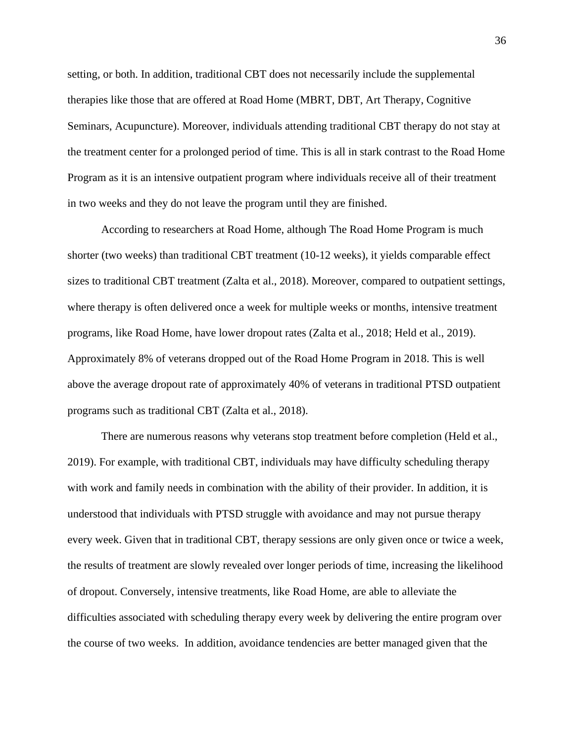setting, or both. In addition, traditional CBT does not necessarily include the supplemental therapies like those that are offered at Road Home (MBRT, DBT, Art Therapy, Cognitive Seminars, Acupuncture). Moreover, individuals attending traditional CBT therapy do not stay at the treatment center for a prolonged period of time. This is all in stark contrast to the Road Home Program as it is an intensive outpatient program where individuals receive all of their treatment in two weeks and they do not leave the program until they are finished.

According to researchers at Road Home, although The Road Home Program is much shorter (two weeks) than traditional CBT treatment (10-12 weeks), it yields comparable effect sizes to traditional CBT treatment (Zalta et al., 2018). Moreover, compared to outpatient settings, where therapy is often delivered once a week for multiple weeks or months, intensive treatment programs, like Road Home, have lower dropout rates (Zalta et al., 2018; Held et al., 2019). Approximately 8% of veterans dropped out of the Road Home Program in 2018. This is well above the average dropout rate of approximately 40% of veterans in traditional PTSD outpatient programs such as traditional CBT (Zalta et al., 2018).

There are numerous reasons why veterans stop treatment before completion (Held et al., 2019). For example, with traditional CBT, individuals may have difficulty scheduling therapy with work and family needs in combination with the ability of their provider. In addition, it is understood that individuals with PTSD struggle with avoidance and may not pursue therapy every week. Given that in traditional CBT, therapy sessions are only given once or twice a week, the results of treatment are slowly revealed over longer periods of time, increasing the likelihood of dropout. Conversely, intensive treatments, like Road Home, are able to alleviate the difficulties associated with scheduling therapy every week by delivering the entire program over the course of two weeks. In addition, avoidance tendencies are better managed given that the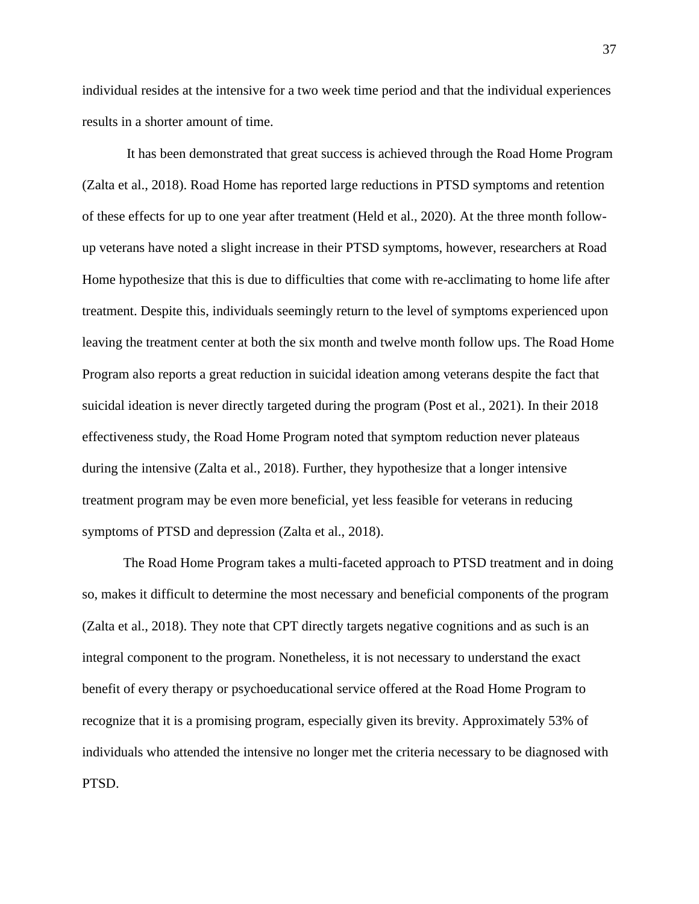individual resides at the intensive for a two week time period and that the individual experiences results in a shorter amount of time.

It has been demonstrated that great success is achieved through the Road Home Program (Zalta et al., 2018). Road Home has reported large reductions in PTSD symptoms and retention of these effects for up to one year after treatment (Held et al., 2020). At the three month follow-up veterans have noted a slight increase in their PTSD symptoms, however, researchers at Road Home hypothesize that this is due to difficulties that come with re-acclimating to home life after treatment. Despite this, individuals seemingly return to the level of symptoms experienced upon leaving the treatment center at both the six month and twelve month follow ups. The Road Home Program also reports a great reduction in suicidal ideation among veterans despite the fact that suicidal ideation is never directly targeted during the program (Post et al., 2021). In their 2018 effectiveness study, the Road Home Program noted that symptom reduction never plateaus during the intensive (Zalta et al., 2018). Further, they hypothesize that a longer intensive treatment program may be even more beneficial, yet less feasible for veterans in reducing symptoms of PTSD and depression (Zalta et al., 2018).

The Road Home Program takes a multi-faceted approach to PTSD treatment and in doing so, makes it difficult to determine the most necessary and beneficial components of the program (Zalta et al., 2018). They note that CPT directly targets negative cognitions and as such is an integral component to the program. Nonetheless, it is not necessary to understand the exact benefit of every therapy or psychoeducational service offered at the Road Home Program to recognize that it is a promising program, especially given its brevity. Approximately 53% of individuals who attended the intensive no longer met the criteria necessary to be diagnosed with PTSD.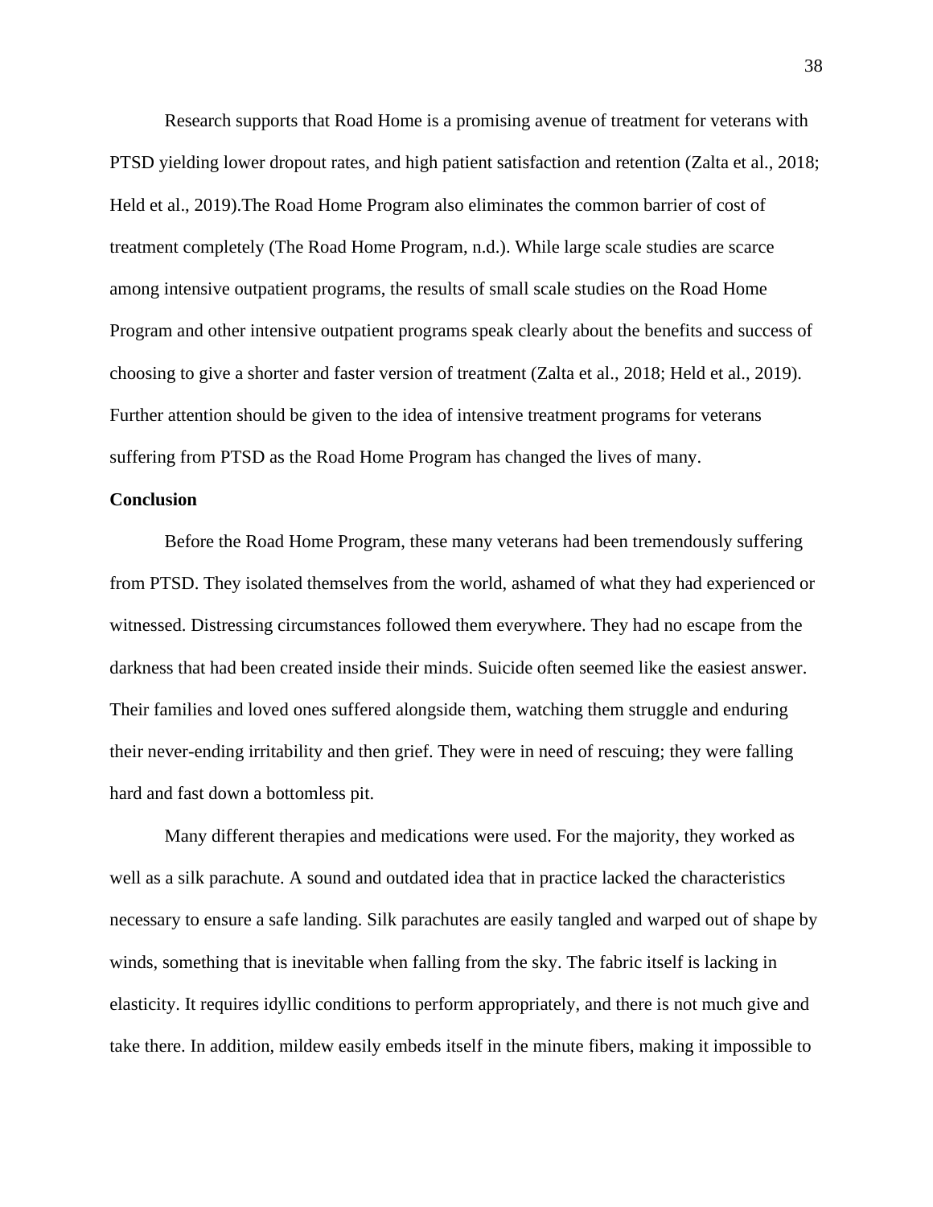Research supports that Road Home is a promising avenue of treatment for veterans with PTSD yielding lower dropout rates, and high patient satisfaction and retention (Zalta et al., 2018; Held et al., 2019).The Road Home Program also eliminates the common barrier of cost of treatment completely (The Road Home Program, n.d.). While large scale studies are scarce among intensive outpatient programs, the results of small scale studies on the Road Home Program and other intensive outpatient programs speak clearly about the benefits and success of choosing to give a shorter and faster version of treatment (Zalta et al., 2018; Held et al., 2019). Further attention should be given to the idea of intensive treatment programs for veterans suffering from PTSD as the Road Home Program has changed the lives of many.

**Conclusion**

Before the Road Home Program, these many veterans had been tremendously suffering from PTSD. They isolated themselves from the world, ashamed of what they had experienced or witnessed. Distressing circumstances followed them everywhere. They had no escape from the darkness that had been created inside their minds. Suicide often seemed like the easiest answer. Their families and loved ones suffered alongside them, watching them struggle and enduring their never-ending irritability and then grief. They were in need of rescuing; they were falling hard and fast down a bottomless pit.

Many different therapies and medications were used. For the majority, they worked as well as a silk parachute. A sound and outdated idea that in practice lacked the characteristics necessary to ensure a safe landing. Silk parachutes are easily tangled and warped out of shape by winds, something that is inevitable when falling from the sky. The fabric itself is lacking in elasticity. It requires idyllic conditions to perform appropriately, and there is not much give and take there. In addition, mildew easily embeds itself in the minute fibers, making it impossible to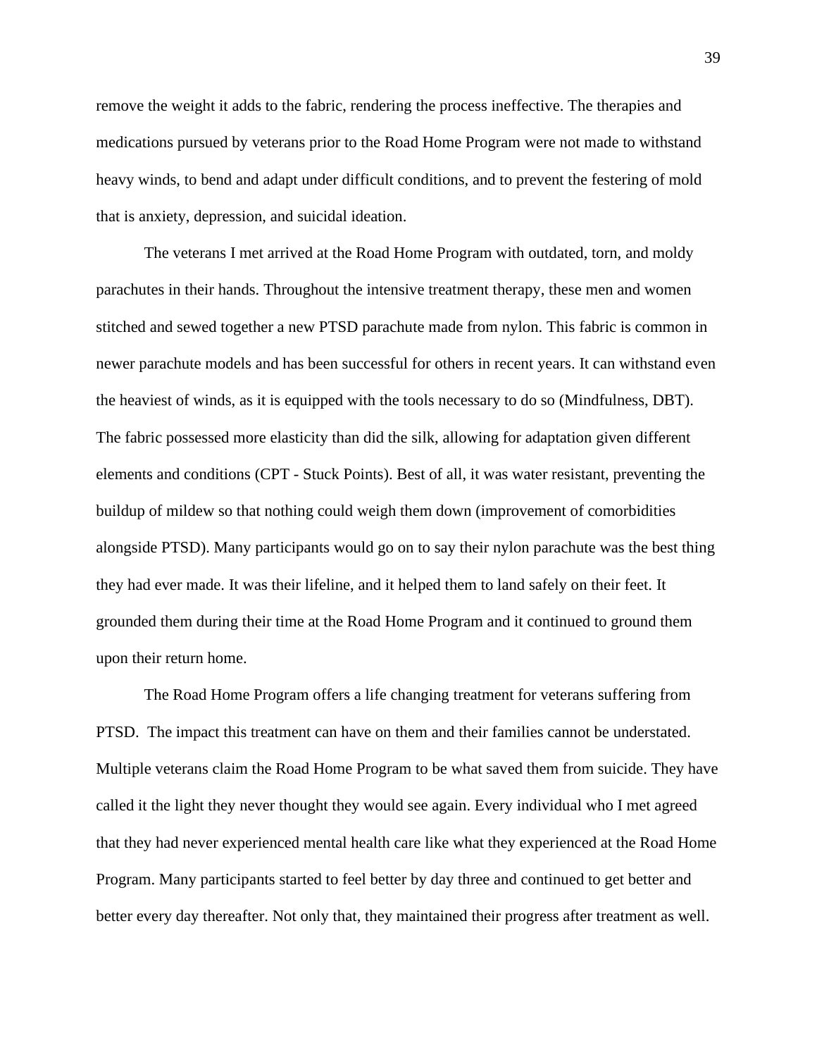remove the weight it adds to the fabric, rendering the process ineffective. The therapies and medications pursued by veterans prior to the Road Home Program were not made to withstand heavy winds, to bend and adapt under difficult conditions, and to prevent the festering of mold that is anxiety, depression, and suicidal ideation.

The veterans I met arrived at the Road Home Program with outdated, torn, and moldy parachutes in their hands. Throughout the intensive treatment therapy, these men and women stitched and sewed together a new PTSD parachute made from nylon. This fabric is common in newer parachute models and has been successful for others in recent years. It can withstand even the heaviest of winds, as it is equipped with the tools necessary to do so (Mindfulness, DBT). The fabric possessed more elasticity than did the silk, allowing for adaptation given different elements and conditions (CPT - Stuck Points). Best of all, it was water resistant, preventing the buildup of mildew so that nothing could weigh them down (improvement of comorbidities alongside PTSD). Many participants would go on to say their nylon parachute was the best thing they had ever made. It was their lifeline, and it helped them to land safely on their feet. It grounded them during their time at the Road Home Program and it continued to ground them upon their return home.

The Road Home Program offers a life changing treatment for veterans suffering from PTSD. The impact this treatment can have on them and their families cannot be understated. Multiple veterans claim the Road Home Program to be what saved them from suicide. They have called it the light they never thought they would see again. Every individual who I met agreed that they had never experienced mental health care like what they experienced at the Road Home Program. Many participants started to feel better by day three and continued to get better and better every day thereafter. Not only that, they maintained their progress after treatment as well.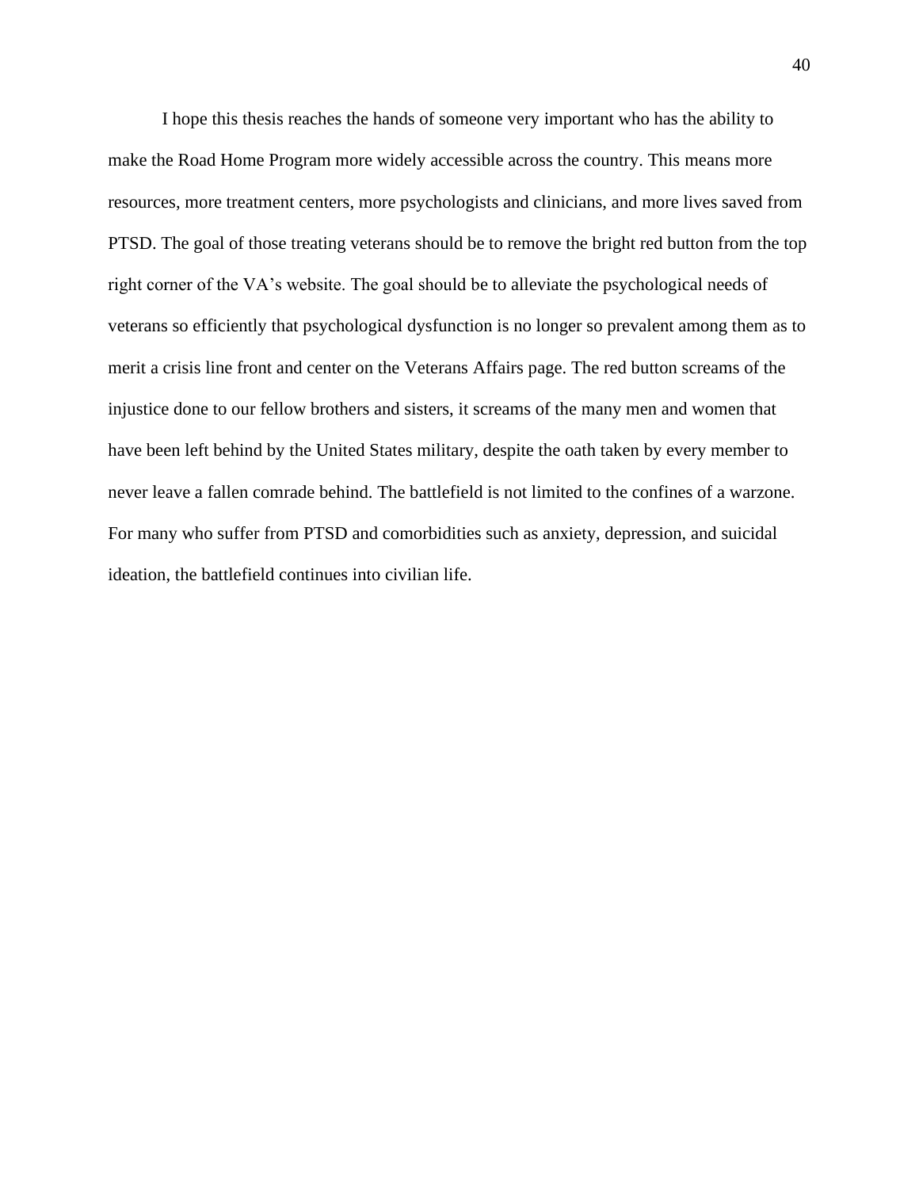I hope this thesis reaches the hands of someone very important who has the ability to make the Road Home Program more widely accessible across the country. This means more resources, more treatment centers, more psychologists and clinicians, and more lives saved from PTSD. The goal of those treating veterans should be to remove the bright red button from the top right corner of the VA's website. The goal should be to alleviate the psychological needs of veterans so efficiently that psychological dysfunction is no longer so prevalent among them as to merit a crisis line front and center on the Veterans Affairs page. The red button screams of the injustice done to our fellow brothers and sisters, it screams of the many men and women that have been left behind by the United States military, despite the oath taken by every member to never leave a fallen comrade behind. The battlefield is not limited to the confines of a warzone. For many who suffer from PTSD and comorbidities such as anxiety, depression, and suicidal ideation, the battlefield continues into civilian life.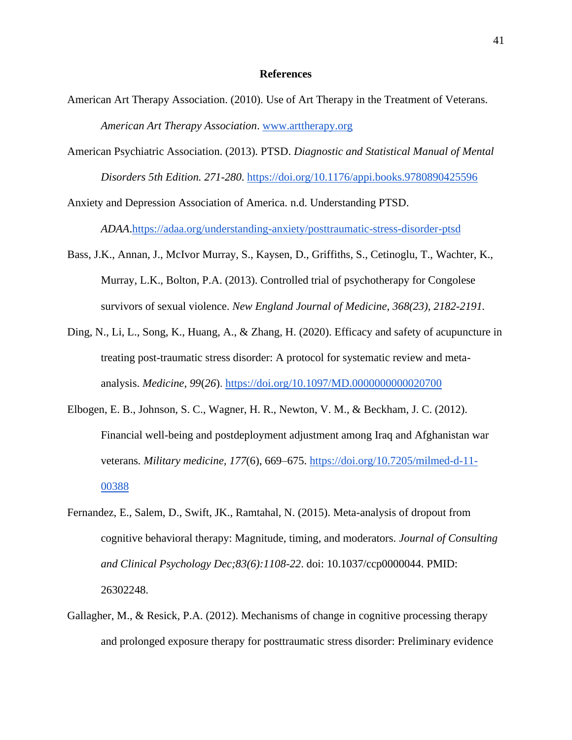## References

American Art Therapy Association. (2010). Use of Art Therapy in the Treatment of Veterans. *American Art Therapy Association*. www.arttherapy.org

American Psychiatric Association. (2013). PTSD. *Diagnostic and Statistical Manual of Mental Disorders 5th Edition. 271-280*. https://doi.org/10.1176/appi.books.9780890425596

Anxiety and Depression Association of America. n.d. Understanding PTSD. *ADAA*.https://adaa.org/understanding-anxiety/posttraumatic-stress-disorder-ptsd

Bass, J.K., Annan, J., McIvor Murray, S., Kaysen, D., Griffiths, S., Cetinoglu, T., Wachter, K., Murray, L.K., Bolton, P.A. (2013). Controlled trial of psychotherapy for Congolese survivors of sexual violence. *New England Journal of Medicine*, *368(23), 2182-2191.*

Ding, N., Li, L., Song, K., Huang, A., & Zhang, H. (2020). Efficacy and safety of acupuncture in treating post-traumatic stress disorder: A protocol for systematic review and meta-analysis. *Medicine*, *99*(*26*). https://doi.org/10.1097/MD.0000000000020700

Elbogen, E. B., Johnson, S. C., Wagner, H. R., Newton, V. M., & Beckham, J. C. (2012). Financial well-being and postdeployment adjustment among Iraq and Afghanistan war veterans. *Military medicine, 177*(6), 669–675. https://doi.org/10.7205/milmed-d-11-00388

Fernandez, E., Salem, D., Swift, JK., Ramtahal, N. (2015). Meta-analysis of dropout from cognitive behavioral therapy: Magnitude, timing, and moderators. *Journal of Consulting and Clinical Psychology Dec;83(6):1108-22*. doi: 10.1037/ccp0000044. PMID: 26302248.

Gallagher, M., & Resick, P.A. (2012). Mechanisms of change in cognitive processing therapy and prolonged exposure therapy for posttraumatic stress disorder: Preliminary evidence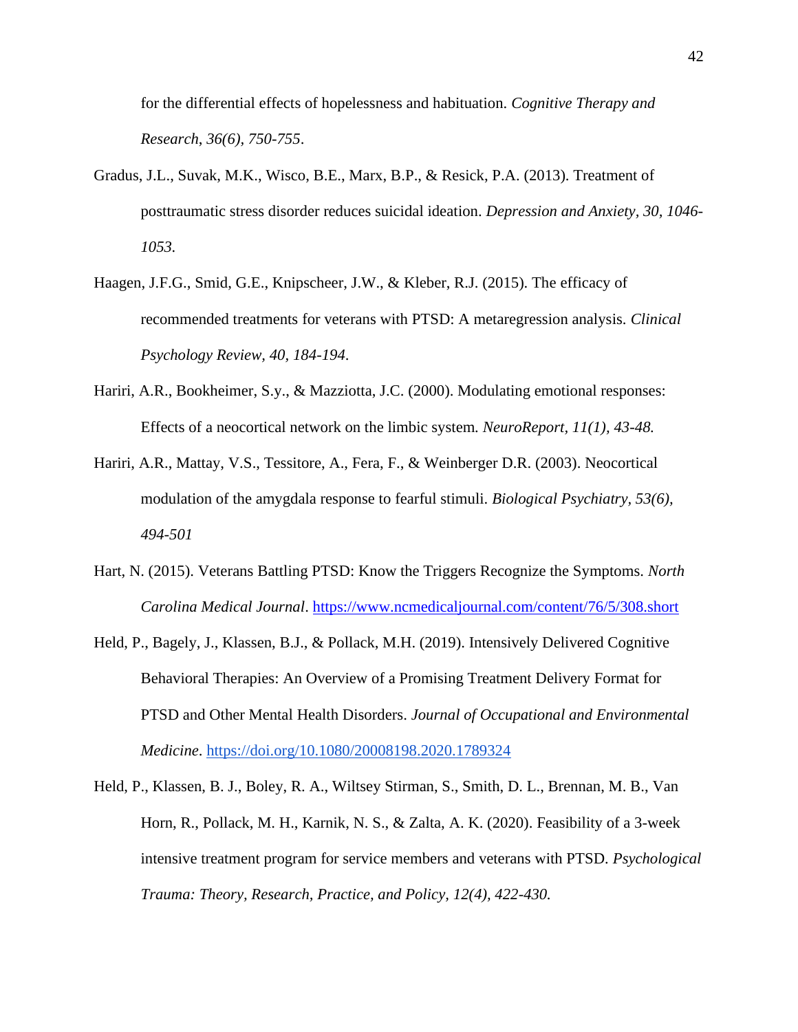for the differential effects of hopelessness and habituation. *Cognitive Therapy and Research*, *36(6), 750-755*.

Gradus, J.L., Suvak, M.K., Wisco, B.E., Marx, B.P., & Resick, P.A. (2013). Treatment of posttraumatic stress disorder reduces suicidal ideation. *Depression and Anxiety, 30, 1046-1053.*

Haagen, J.F.G., Smid, G.E., Knipscheer, J.W., & Kleber, R.J. (2015). The efficacy of recommended treatments for veterans with PTSD: A metaregression analysis. *Clinical Psychology Review, 40, 184-194*.

Hariri, A.R., Bookheimer, S.y., & Mazziotta, J.C. (2000). Modulating emotional responses: Effects of a neocortical network on the limbic system*. NeuroReport, 11(1), 43-48.*

Hariri, A.R., Mattay, V.S., Tessitore, A., Fera, F., & Weinberger D.R. (2003). Neocortical modulation of the amygdala response to fearful stimuli. *Biological Psychiatry, 53(6), 494-501*

Hart, N. (2015). Veterans Battling PTSD: Know the Triggers Recognize the Symptoms. *North Carolina Medical Journal*. https://www.ncmedicaljournal.com/content/76/5/308.short

Held, P., Bagely, J., Klassen, B.J., & Pollack, M.H. (2019). Intensively Delivered Cognitive Behavioral Therapies: An Overview of a Promising Treatment Delivery Format for PTSD and Other Mental Health Disorders. *Journal of Occupational and Environmental Medicine*. https://doi.org/10.1080/20008198.2020.1789324

Held, P., Klassen, B. J., Boley, R. A., Wiltsey Stirman, S., Smith, D. L., Brennan, M. B., Van Horn, R., Pollack, M. H., Karnik, N. S., & Zalta, A. K. (2020). Feasibility of a 3-week intensive treatment program for service members and veterans with PTSD. *Psychological Trauma: Theory, Research, Practice, and Policy, 12(4), 422-430.*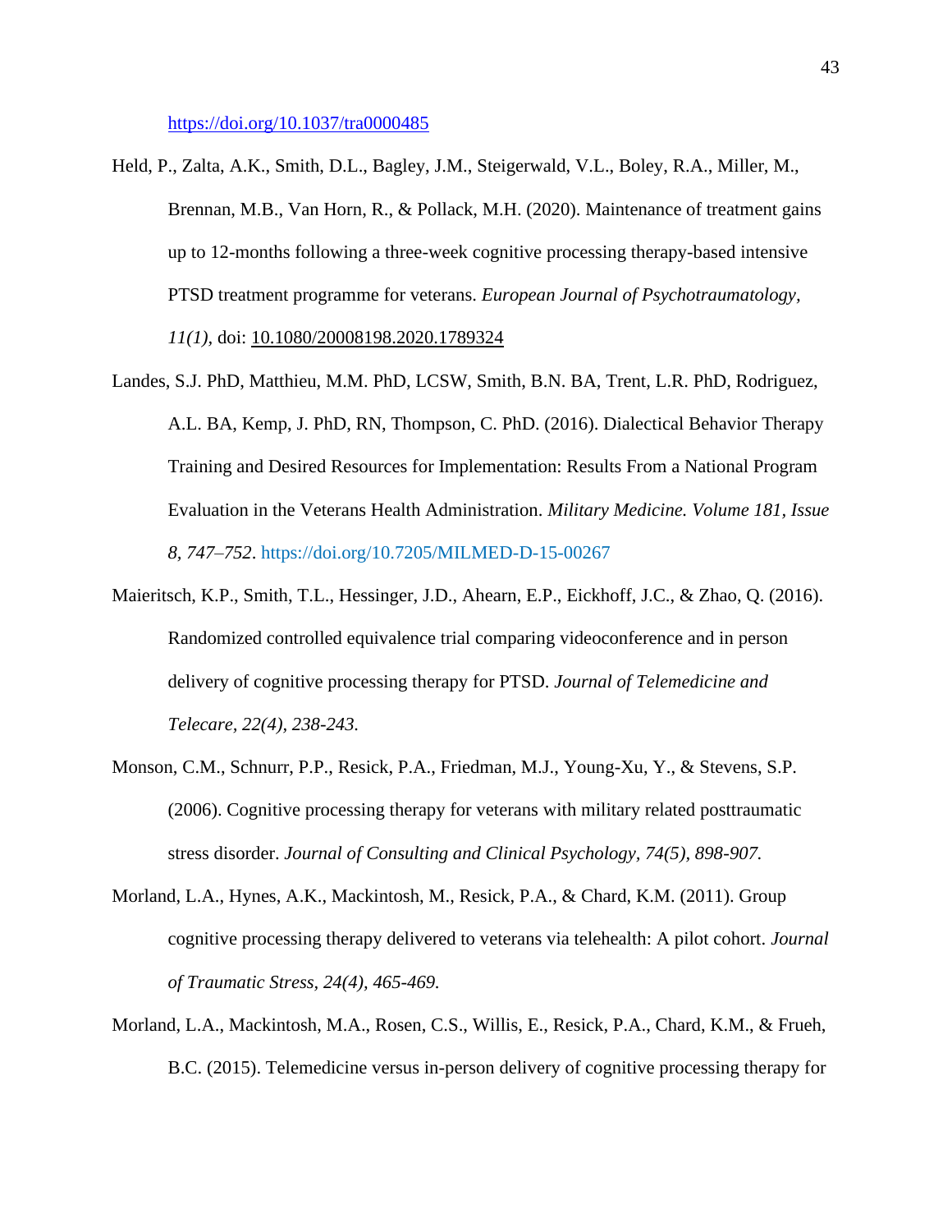https://doi.org/10.1037/tra0000485

Held, P., Zalta, A.K., Smith, D.L., Bagley, J.M., Steigerwald, V.L., Boley, R.A., Miller, M., Brennan, M.B., Van Horn, R., & Pollack, M.H. (2020). Maintenance of treatment gains up to 12-months following a three-week cognitive processing therapy-based intensive PTSD treatment programme for veterans. *European Journal of Psychotraumatology, 11(1),* doi: 10.1080/20008198.2020.1789324

Landes, S.J. PhD, Matthieu, M.M. PhD, LCSW, Smith, B.N. BA, Trent, L.R. PhD, Rodriguez, A.L. BA, Kemp, J. PhD, RN, Thompson, C. PhD. (2016). Dialectical Behavior Therapy Training and Desired Resources for Implementation: Results From a National Program Evaluation in the Veterans Health Administration. *Military Medicine. Volume 181, Issue 8, 747–752*. https://doi.org/10.7205/MILMED-D-15-00267

Maieritsch, K.P., Smith, T.L., Hessinger, J.D., Ahearn, E.P., Eickhoff, J.C., & Zhao, Q. (2016). Randomized controlled equivalence trial comparing videoconference and in person delivery of cognitive processing therapy for PTSD. *Journal of Telemedicine and Telecare, 22(4), 238-243.*

Monson, C.M., Schnurr, P.P., Resick, P.A., Friedman, M.J., Young-Xu, Y., & Stevens, S.P. (2006). Cognitive processing therapy for veterans with military related posttraumatic stress disorder. *Journal of Consulting and Clinical Psychology, 74(5), 898-907.*

Morland, L.A., Hynes, A.K., Mackintosh, M., Resick, P.A., & Chard, K.M. (2011). Group cognitive processing therapy delivered to veterans via telehealth: A pilot cohort. *Journal of Traumatic Stress, 24(4), 465-469.*

Morland, L.A., Mackintosh, M.A., Rosen, C.S., Willis, E., Resick, P.A., Chard, K.M., & Frueh, B.C. (2015). Telemedicine versus in-person delivery of cognitive processing therapy for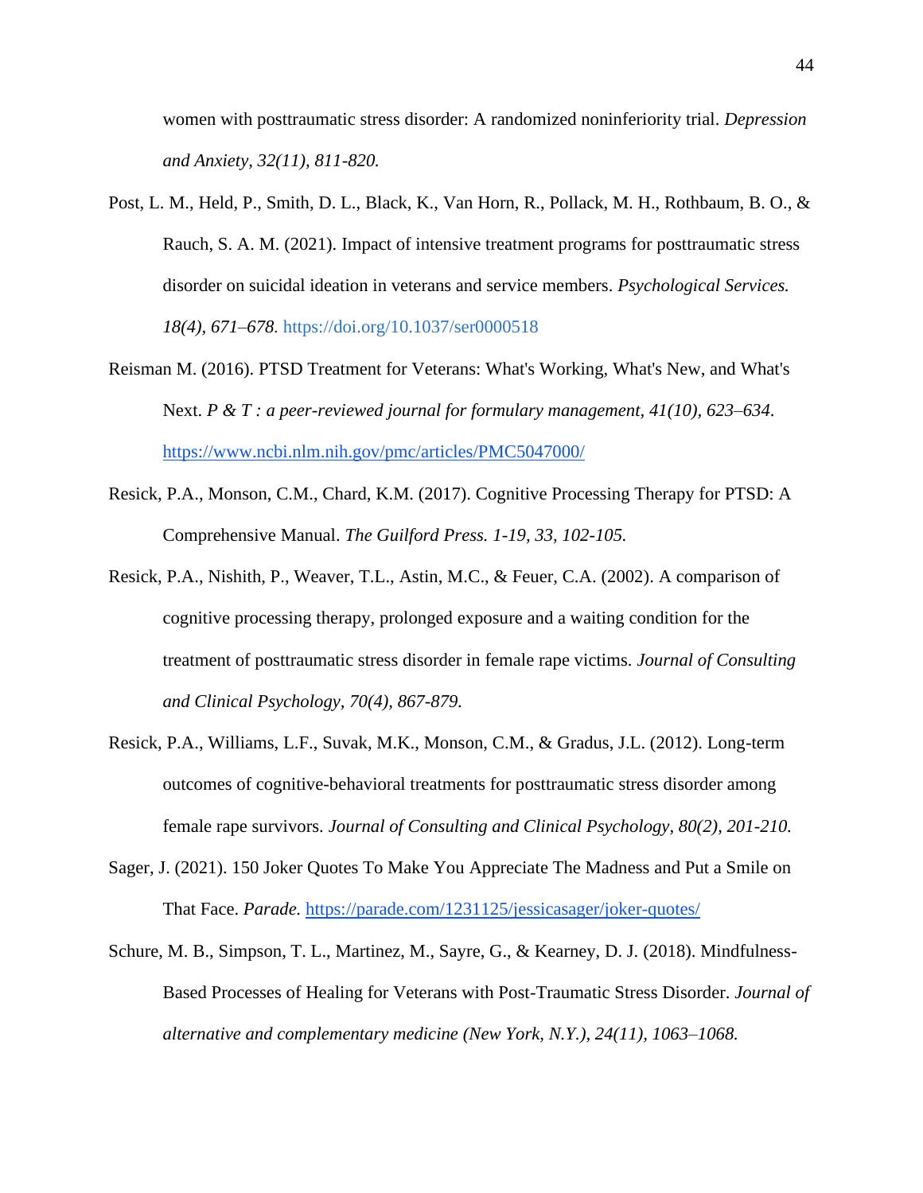women with posttraumatic stress disorder: A randomized noninferiority trial. *Depression and Anxiety, 32(11), 811-820.*

Post, L. M., Held, P., Smith, D. L., Black, K., Van Horn, R., Pollack, M. H., Rothbaum, B. O., & Rauch, S. A. M. (2021). Impact of intensive treatment programs for posttraumatic stress disorder on suicidal ideation in veterans and service members. *Psychological Services. 18(4), 671–678.* https://doi.org/10.1037/ser0000518

Reisman M. (2016). PTSD Treatment for Veterans: What's Working, What's New, and What's Next. *P & T : a peer-reviewed journal for formulary management, 41(10), 623–634*. https://www.ncbi.nlm.nih.gov/pmc/articles/PMC5047000/

Resick, P.A., Monson, C.M., Chard, K.M. (2017). Cognitive Processing Therapy for PTSD: A Comprehensive Manual. *The Guilford Press. 1-19, 33, 102-105.*

Resick, P.A., Nishith, P., Weaver, T.L., Astin, M.C., & Feuer, C.A. (2002). A comparison of cognitive processing therapy, prolonged exposure and a waiting condition for the treatment of posttraumatic stress disorder in female rape victims. *Journal of Consulting and Clinical Psychology, 70(4), 867-879.*

Resick, P.A., Williams, L.F., Suvak, M.K., Monson, C.M., & Gradus, J.L. (2012). Long-term outcomes of cognitive-behavioral treatments for posttraumatic stress disorder among female rape survivors. *Journal of Consulting and Clinical Psychology, 80(2), 201-210.*

Sager, J. (2021). 150 Joker Quotes To Make You Appreciate The Madness and Put a Smile on That Face. *Parade.* https://parade.com/1231125/jessicasager/joker-quotes/

Schure, M. B., Simpson, T. L., Martinez, M., Sayre, G., & Kearney, D. J. (2018). Mindfulness-Based Processes of Healing for Veterans with Post-Traumatic Stress Disorder. *Journal of alternative and complementary medicine (New York, N.Y.), 24(11), 1063–1068.*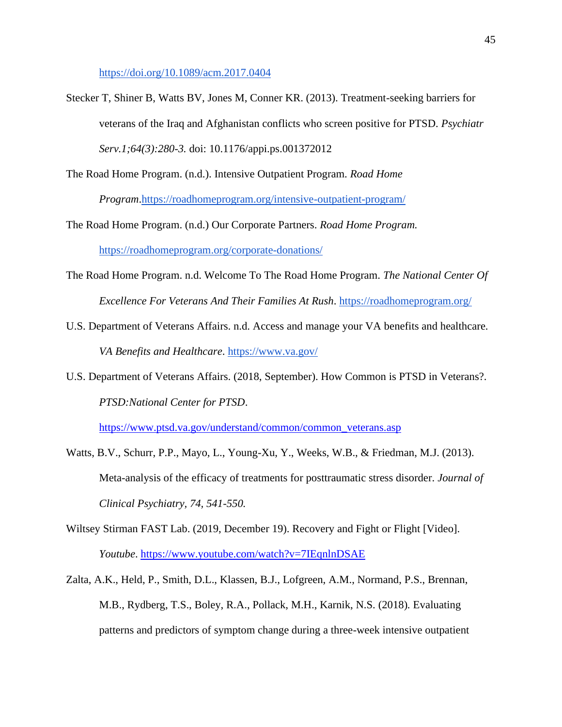https://doi.org/10.1089/acm.2017.0404

Stecker T, Shiner B, Watts BV, Jones M, Conner KR. (2013). Treatment-seeking barriers for veterans of the Iraq and Afghanistan conflicts who screen positive for PTSD. *Psychiatr Serv.1;64(3):280-3.* doi: 10.1176/appi.ps.001372012

The Road Home Program. (n.d.). Intensive Outpatient Program. *Road Home Program*.https://roadhomeprogram.org/intensive-outpatient-program/

The Road Home Program. (n.d.) Our Corporate Partners. *Road Home Program.* https://roadhomeprogram.org/corporate-donations/

The Road Home Program. n.d. Welcome To The Road Home Program. *The National Center Of Excellence For Veterans And Their Families At Rush*. https://roadhomeprogram.org/

U.S. Department of Veterans Affairs. n.d. Access and manage your VA benefits and healthcare. *VA Benefits and Healthcare*. https://www.va.gov/

U.S. Department of Veterans Affairs. (2018, September). How Common is PTSD in Veterans?. *PTSD:National Center for PTSD*. https://www.ptsd.va.gov/understand/common/common_veterans.asp

Watts, B.V., Schurr, P.P., Mayo, L., Young-Xu, Y., Weeks, W.B., & Friedman, M.J. (2013). Meta-analysis of the efficacy of treatments for posttraumatic stress disorder. *Journal of Clinical Psychiatry, 74, 541-550.*

Wiltsey Stirman FAST Lab. (2019, December 19). Recovery and Fight or Flight [Video]. *Youtube*. https://www.youtube.com/watch?v=7IEqnlnDSAE

Zalta, A.K., Held, P., Smith, D.L., Klassen, B.J., Lofgreen, A.M., Normand, P.S., Brennan, M.B., Rydberg, T.S., Boley, R.A., Pollack, M.H., Karnik, N.S. (2018). Evaluating patterns and predictors of symptom change during a three-week intensive outpatient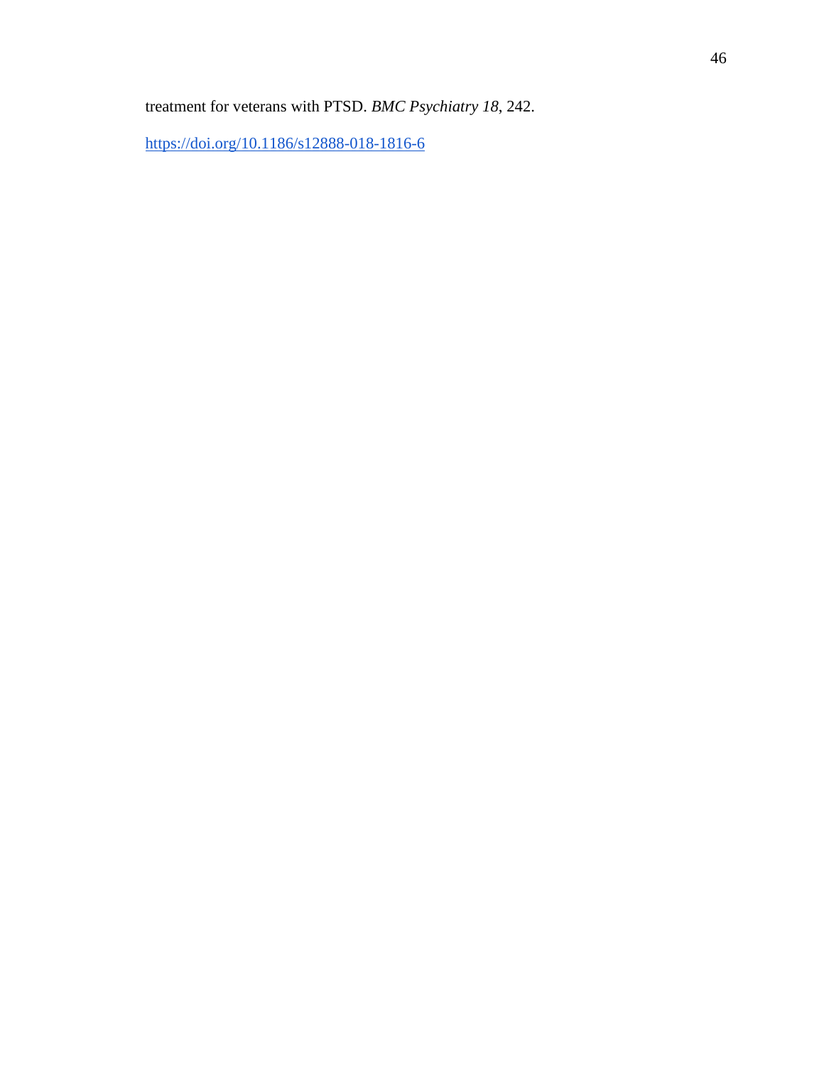treatment for veterans with PTSD. *BMC Psychiatry 18*, 242.

https://doi.org/10.1186/s12888-018-1816-6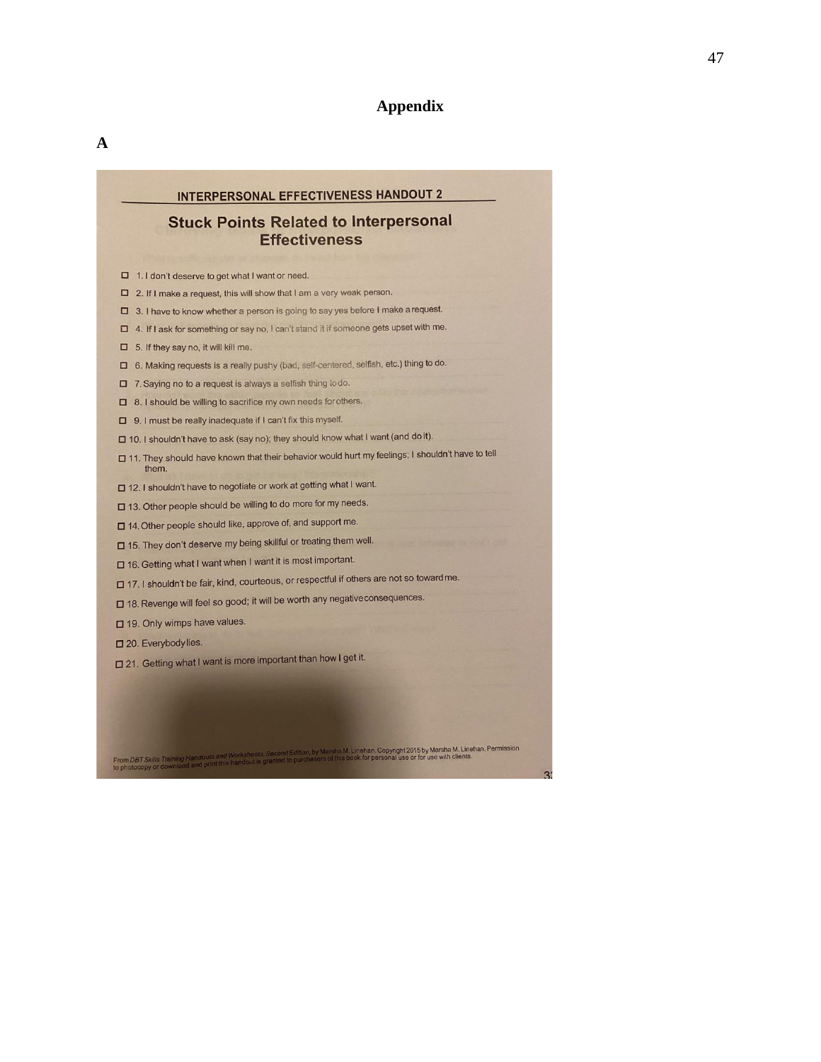# Appendix

## A

### INTERPERSONAL EFFECTIVENESS HANDOUT 2

## Stuck Points Related to Interpersonal Effectiveness

- ☐ 1. I don't deserve to get what I want or need.
- ☐ 2. If I make a request, this will show that I am a very weak person.
- ☐ 3. I have to know whether a person is going to say yes before I make a request.
- ☐ 4. If I ask for something or say no, I can't stand it if someone gets upset with me.
- ☐ 5. If they say no, it will kill me.
- ☐ 6. Making requests is a really pushy (bad, self-centered, selfish, etc.) thing to do.
- ☐ 7. Saying no to a request is always a selfish thing to do.
- ☐ 8. I should be willing to sacrifice my own needs for others.
- ☐ 9. I must be really inadequate if I can't fix this myself.
- ☐ 10. I shouldn't have to ask (say no); they should know what I want (and do it).
- ☐ 11. They should have known that their behavior would hurt my feelings; I shouldn't have to tell them.
- ☐ 12. I shouldn't have to negotiate or work at getting what I want.
- ☐ 13. Other people should be willing to do more for my needs.
- ☐ 14. Other people should like, approve of, and support me.
- ☐ 15. They don't deserve my being skillful or treating them well.
- ☐ 16. Getting what I want when I want it is most important.
- ☐ 17. I shouldn't be fair, kind, courteous, or respectful if others are not so toward me.
- ☐ 18. Revenge will feel so good; it will be worth any negative consequences.
- ☐ 19. Only wimps have values.
- ☐ 20. Everybody lies.
- ☐ 21. Getting what I want is more important than how I get it.

From *DBT Skills Training Handouts and Worksheets, Second Edition*, by Marsha M. Linehan. Copyright 2015 by Marsha M. Linehan. Permission to photocopy or download and print this handout is granted to purchasers of this book for personal use or for use with clients.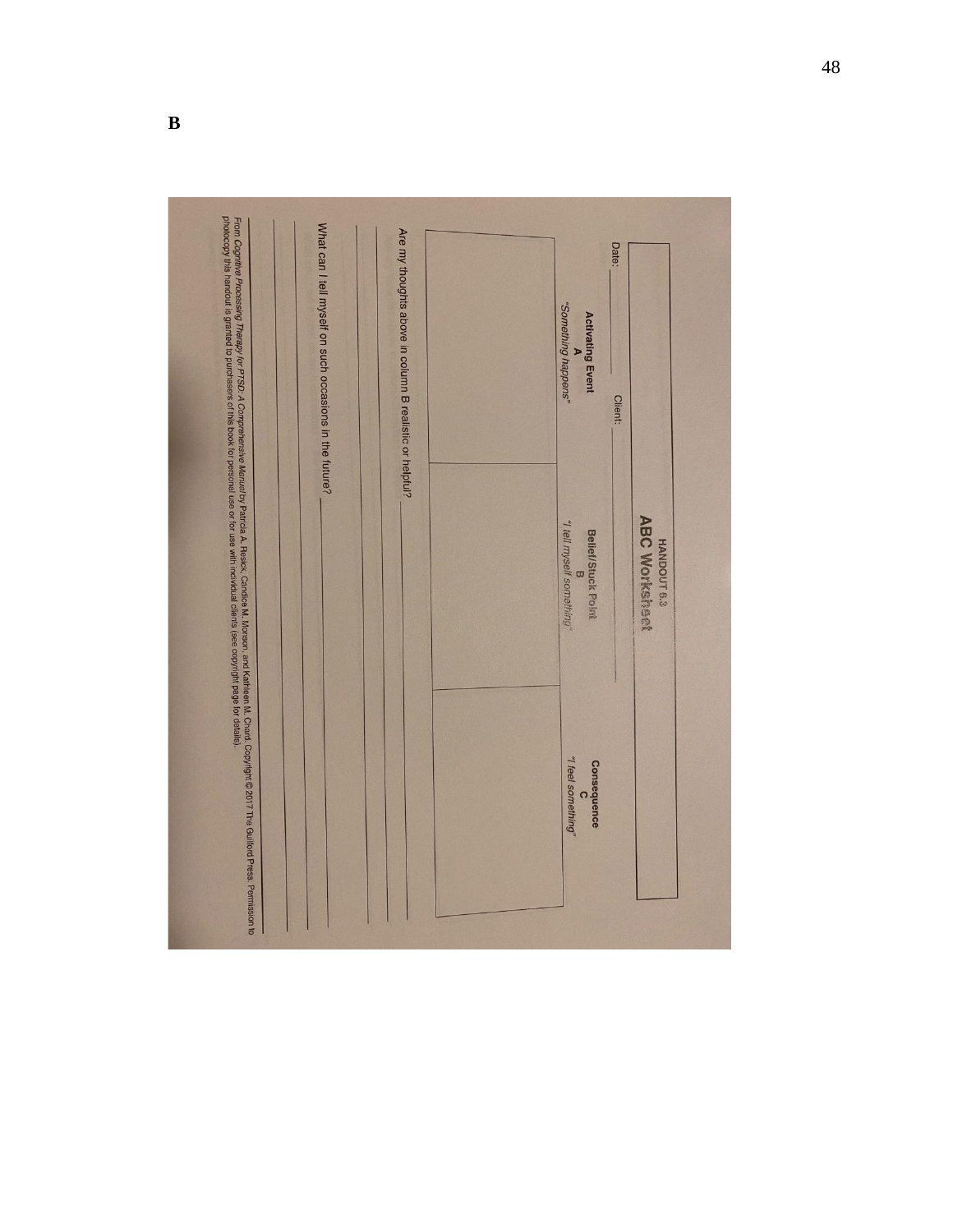**B**

HANDOUT 6.3

## ABC Worksheet

Date: ______ Client: ______

| Activating Event<br>A<br>"Something happens" | Belief/Stuck Point<br>B<br>"I tell myself something" | Consequence<br>C<br>"I feel something" |
|---|---|---|
| | | |

Are my thoughts above in column B realistic or helpful? ______

______

______

What can I tell myself on such occasions in the future? ______

______

______

From *Cognitive Processing Therapy for PTSD: A Comprehensive Manual* by Patricia A. Resick, Candice M. Monson, and Kathleen M. Chard. Copyright © 2017 The Guilford Press. Permission to photocopy this handout is granted to purchasers of this book for personal use or for use with individual clients (see copyright page for details).